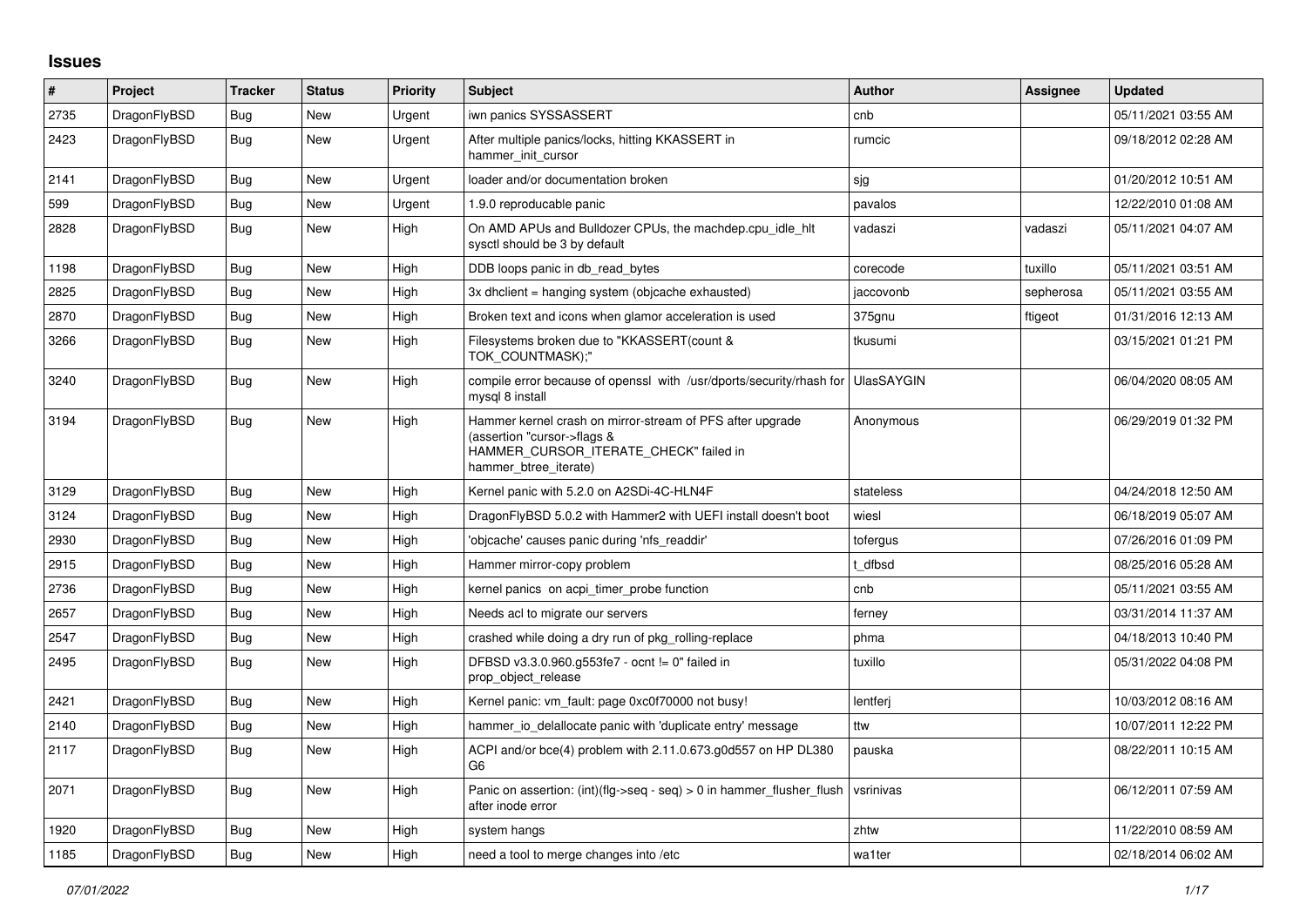# Issues

| # | Project | Tracker | Status | Priority | Subject | Author | Assignee | Updated |
|---|---|---|---|---|---|---|---|---|
| 2735 | DragonFlyBSD | Bug | New | Urgent | iwn panics SYSSASSERT | cnb | | 05/11/2021 03:55 AM |
| 2423 | DragonFlyBSD | Bug | New | Urgent | After multiple panics/locks, hitting KKASSERT in hammer_init_cursor | rumcic | | 09/18/2012 02:28 AM |
| 2141 | DragonFlyBSD | Bug | New | Urgent | loader and/or documentation broken | sjg | | 01/20/2012 10:51 AM |
| 599 | DragonFlyBSD | Bug | New | Urgent | 1.9.0 reproducable panic | pavalos | | 12/22/2010 01:08 AM |
| 2828 | DragonFlyBSD | Bug | New | High | On AMD APUs and Bulldozer CPUs, the machdep.cpu_idle_hlt sysctl should be 3 by default | vadaszi | vadaszi | 05/11/2021 04:07 AM |
| 1198 | DragonFlyBSD | Bug | New | High | DDB loops panic in db_read_bytes | corecode | tuxillo | 05/11/2021 03:51 AM |
| 2825 | DragonFlyBSD | Bug | New | High | 3x dhclient = hanging system (objcache exhausted) | jaccovonb | sepherosa | 05/11/2021 03:55 AM |
| 2870 | DragonFlyBSD | Bug | New | High | Broken text and icons when glamor acceleration is used | 375gnu | ftigeot | 01/31/2016 12:13 AM |
| 3266 | DragonFlyBSD | Bug | New | High | Filesystems broken due to "KKASSERT(count & TOK_COUNTMASK);" | tkusumi | | 03/15/2021 01:21 PM |
| 3240 | DragonFlyBSD | Bug | New | High | compile error because of openssl with /usr/dports/security/rhash for mysql 8 install | UlasSAYGIN | | 06/04/2020 08:05 AM |
| 3194 | DragonFlyBSD | Bug | New | High | Hammer kernel crash on mirror-stream of PFS after upgrade (assertion "cursor->flags & HAMMER_CURSOR_ITERATE_CHECK" failed in hammer_btree_iterate) | Anonymous | | 06/29/2019 01:32 PM |
| 3129 | DragonFlyBSD | Bug | New | High | Kernel panic with 5.2.0 on A2SDi-4C-HLN4F | stateless | | 04/24/2018 12:50 AM |
| 3124 | DragonFlyBSD | Bug | New | High | DragonFlyBSD 5.0.2 with Hammer2 with UEFI install doesn't boot | wiesl | | 06/18/2019 05:07 AM |
| 2930 | DragonFlyBSD | Bug | New | High | 'objcache' causes panic during 'nfs_readdir' | tofergus | | 07/26/2016 01:09 PM |
| 2915 | DragonFlyBSD | Bug | New | High | Hammer mirror-copy problem | t_dfbsd | | 08/25/2016 05:28 AM |
| 2736 | DragonFlyBSD | Bug | New | High | kernel panics on acpi_timer_probe function | cnb | | 05/11/2021 03:55 AM |
| 2657 | DragonFlyBSD | Bug | New | High | Needs acl to migrate our servers | ferney | | 03/31/2014 11:37 AM |
| 2547 | DragonFlyBSD | Bug | New | High | crashed while doing a dry run of pkg_rolling-replace | phma | | 04/18/2013 10:40 PM |
| 2495 | DragonFlyBSD | Bug | New | High | DFBSD v3.3.0.960.g553fe7 - ocnt != 0" failed in prop_object_release | tuxillo | | 05/31/2022 04:08 PM |
| 2421 | DragonFlyBSD | Bug | New | High | Kernel panic: vm_fault: page 0xc0f70000 not busy! | lentferj | | 10/03/2012 08:16 AM |
| 2140 | DragonFlyBSD | Bug | New | High | hammer_io_delallocate panic with 'duplicate entry' message | ttw | | 10/07/2011 12:22 PM |
| 2117 | DragonFlyBSD | Bug | New | High | ACPI and/or bce(4) problem with 2.11.0.673.g0d557 on HP DL380 G6 | pauska | | 08/22/2011 10:15 AM |
| 2071 | DragonFlyBSD | Bug | New | High | Panic on assertion: (int)(flg->seq - seq) > 0 in hammer_flusher_flush after inode error | vsrinivas | | 06/12/2011 07:59 AM |
| 1920 | DragonFlyBSD | Bug | New | High | system hangs | zhtw | | 11/22/2010 08:59 AM |
| 1185 | DragonFlyBSD | Bug | New | High | need a tool to merge changes into /etc | wa1ter | | 02/18/2014 06:02 AM |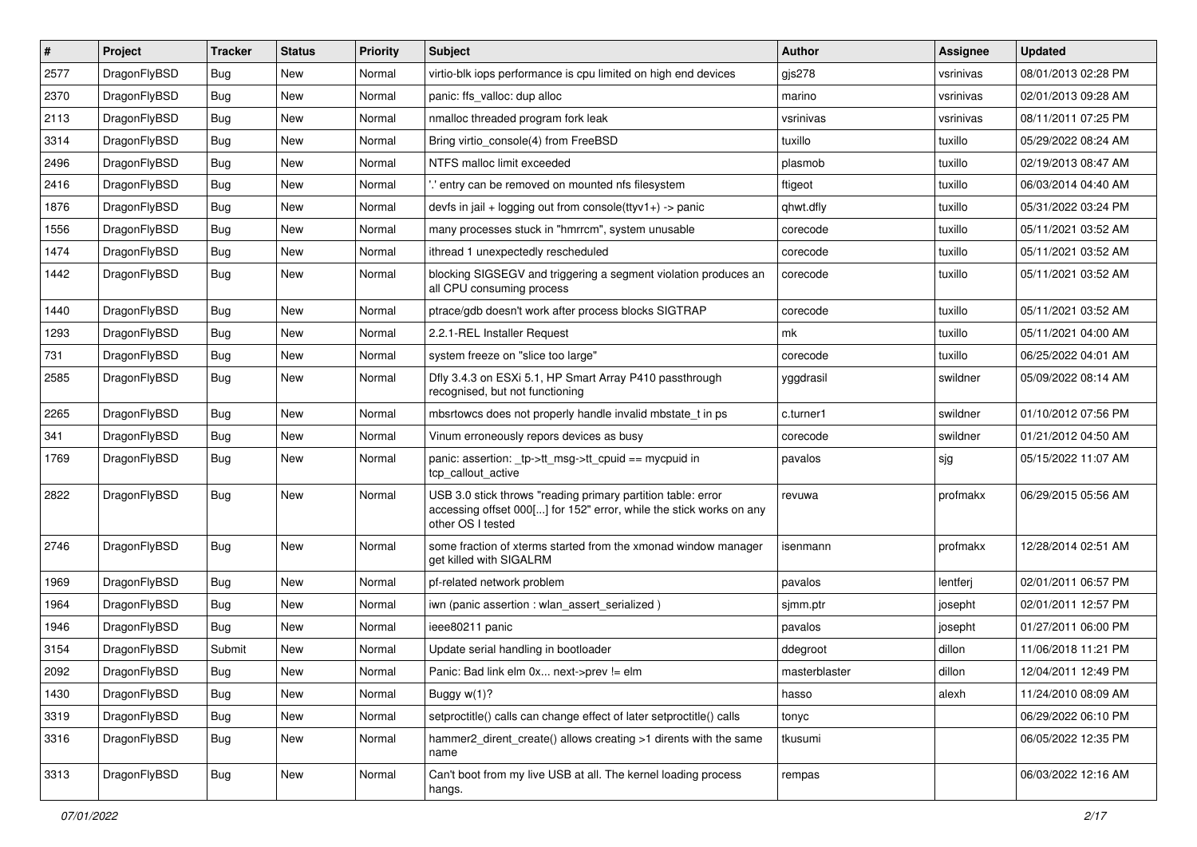| # | Project | Tracker | Status | Priority | Subject | Author | Assignee | Updated |
|---|---|---|---|---|---|---|---|---|
| 2577 | DragonFlyBSD | Bug | New | Normal | virtio-blk iops performance is cpu limited on high end devices | gjs278 | vsrinivas | 08/01/2013 02:28 PM |
| 2370 | DragonFlyBSD | Bug | New | Normal | panic: ffs_valloc: dup alloc | marino | vsrinivas | 02/01/2013 09:28 AM |
| 2113 | DragonFlyBSD | Bug | New | Normal | nmalloc threaded program fork leak | vsrinivas | vsrinivas | 08/11/2011 07:25 PM |
| 3314 | DragonFlyBSD | Bug | New | Normal | Bring virtio_console(4) from FreeBSD | tuxillo | tuxillo | 05/29/2022 08:24 AM |
| 2496 | DragonFlyBSD | Bug | New | Normal | NTFS malloc limit exceeded | plasmob | tuxillo | 02/19/2013 08:47 AM |
| 2416 | DragonFlyBSD | Bug | New | Normal | '.' entry can be removed on mounted nfs filesystem | ftigeot | tuxillo | 06/03/2014 04:40 AM |
| 1876 | DragonFlyBSD | Bug | New | Normal | devfs in jail + logging out from console(ttyv1+) -> panic | qhwt.dfly | tuxillo | 05/31/2022 03:24 PM |
| 1556 | DragonFlyBSD | Bug | New | Normal | many processes stuck in "hmrrcm", system unusable | corecode | tuxillo | 05/11/2021 03:52 AM |
| 1474 | DragonFlyBSD | Bug | New | Normal | ithread 1 unexpectedly rescheduled | corecode | tuxillo | 05/11/2021 03:52 AM |
| 1442 | DragonFlyBSD | Bug | New | Normal | blocking SIGSEGV and triggering a segment violation produces an all CPU consuming process | corecode | tuxillo | 05/11/2021 03:52 AM |
| 1440 | DragonFlyBSD | Bug | New | Normal | ptrace/gdb doesn't work after process blocks SIGTRAP | corecode | tuxillo | 05/11/2021 03:52 AM |
| 1293 | DragonFlyBSD | Bug | New | Normal | 2.2.1-REL Installer Request | mk | tuxillo | 05/11/2021 04:00 AM |
| 731 | DragonFlyBSD | Bug | New | Normal | system freeze on "slice too large" | corecode | tuxillo | 06/25/2022 04:01 AM |
| 2585 | DragonFlyBSD | Bug | New | Normal | Dfly 3.4.3 on ESXi 5.1, HP Smart Array P410 passthrough recognised, but not functioning | yggdrasil | swildner | 05/09/2022 08:14 AM |
| 2265 | DragonFlyBSD | Bug | New | Normal | mbsrtowcs does not properly handle invalid mbstate_t in ps | c.turner1 | swildner | 01/10/2012 07:56 PM |
| 341 | DragonFlyBSD | Bug | New | Normal | Vinum erroneously repors devices as busy | corecode | swildner | 01/21/2012 04:50 AM |
| 1769 | DragonFlyBSD | Bug | New | Normal | panic: assertion: _tp->tt_msg->tt_cpuid == mycpuid in tcp_callout_active | pavalos | sjg | 05/15/2022 11:07 AM |
| 2822 | DragonFlyBSD | Bug | New | Normal | USB 3.0 stick throws "reading primary partition table: error accessing offset 000[...] for 152" error, while the stick works on any other OS I tested | revuwa | profmakx | 06/29/2015 05:56 AM |
| 2746 | DragonFlyBSD | Bug | New | Normal | some fraction of xterms started from the xmonad window manager get killed with SIGALRM | isenmann | profmakx | 12/28/2014 02:51 AM |
| 1969 | DragonFlyBSD | Bug | New | Normal | pf-related network problem | pavalos | lentferj | 02/01/2011 06:57 PM |
| 1964 | DragonFlyBSD | Bug | New | Normal | iwn (panic assertion : wlan_assert_serialized ) | sjmm.ptr | josepht | 02/01/2011 12:57 PM |
| 1946 | DragonFlyBSD | Bug | New | Normal | ieee80211 panic | pavalos | josepht | 01/27/2011 06:00 PM |
| 3154 | DragonFlyBSD | Submit | New | Normal | Update serial handling in bootloader | ddegroot | dillon | 11/06/2018 11:21 PM |
| 2092 | DragonFlyBSD | Bug | New | Normal | Panic: Bad link elm 0x... next->prev != elm | masterblaster | dillon | 12/04/2011 12:49 PM |
| 1430 | DragonFlyBSD | Bug | New | Normal | Buggy w(1)? | hasso | alexh | 11/24/2010 08:09 AM |
| 3319 | DragonFlyBSD | Bug | New | Normal | setproctitle() calls can change effect of later setproctitle() calls | tonyc | | 06/29/2022 06:10 PM |
| 3316 | DragonFlyBSD | Bug | New | Normal | hammer2_dirent_create() allows creating >1 dirents with the same name | tkusumi | | 06/05/2022 12:35 PM |
| 3313 | DragonFlyBSD | Bug | New | Normal | Can't boot from my live USB at all. The kernel loading process hangs. | rempas | | 06/03/2022 12:16 AM |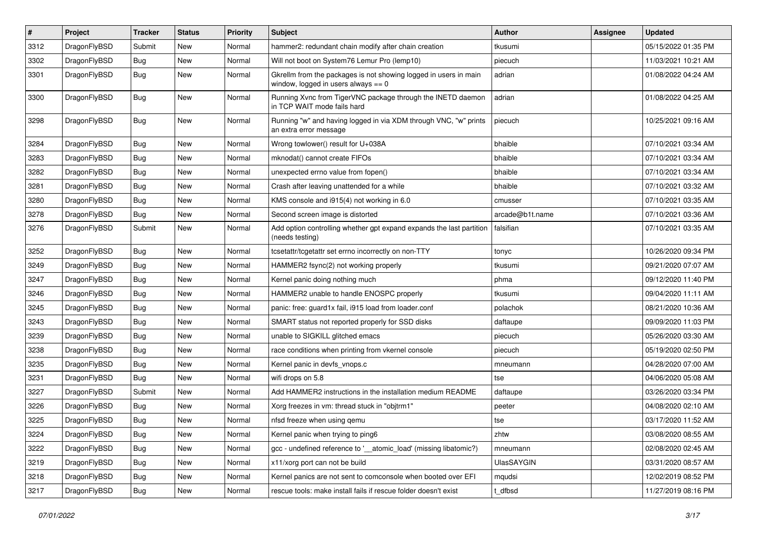| # | Project | Tracker | Status | Priority | Subject | Author | Assignee | Updated |
|---|---|---|---|---|---|---|---|---|
| 3312 | DragonFlyBSD | Submit | New | Normal | hammer2: redundant chain modify after chain creation | tkusumi | | 05/15/2022 01:35 PM |
| 3302 | DragonFlyBSD | Bug | New | Normal | Will not boot on System76 Lemur Pro (lemp10) | piecuch | | 11/03/2021 10:21 AM |
| 3301 | DragonFlyBSD | Bug | New | Normal | Gkrellm from the packages is not showing logged in users in main window, logged in users always == 0 | adrian | | 01/08/2022 04:24 AM |
| 3300 | DragonFlyBSD | Bug | New | Normal | Running Xvnc from TigerVNC package through the INETD daemon in TCP WAIT mode fails hard | adrian | | 01/08/2022 04:25 AM |
| 3298 | DragonFlyBSD | Bug | New | Normal | Running "w" and having logged in via XDM through VNC, "w" prints an extra error message | piecuch | | 10/25/2021 09:16 AM |
| 3284 | DragonFlyBSD | Bug | New | Normal | Wrong towlower() result for U+038A | bhaible | | 07/10/2021 03:34 AM |
| 3283 | DragonFlyBSD | Bug | New | Normal | mknodat() cannot create FIFOs | bhaible | | 07/10/2021 03:34 AM |
| 3282 | DragonFlyBSD | Bug | New | Normal | unexpected errno value from fopen() | bhaible | | 07/10/2021 03:34 AM |
| 3281 | DragonFlyBSD | Bug | New | Normal | Crash after leaving unattended for a while | bhaible | | 07/10/2021 03:32 AM |
| 3280 | DragonFlyBSD | Bug | New | Normal | KMS console and i915(4) not working in 6.0 | cmusser | | 07/10/2021 03:35 AM |
| 3278 | DragonFlyBSD | Bug | New | Normal | Second screen image is distorted | arcade@b1t.name | | 07/10/2021 03:36 AM |
| 3276 | DragonFlyBSD | Submit | New | Normal | Add option controlling whether gpt expand expands the last partition (needs testing) | falsifian | | 07/10/2021 03:35 AM |
| 3252 | DragonFlyBSD | Bug | New | Normal | tcsetattr/tcgetattr set errno incorrectly on non-TTY | tonyc | | 10/26/2020 09:34 PM |
| 3249 | DragonFlyBSD | Bug | New | Normal | HAMMER2 fsync(2) not working properly | tkusumi | | 09/21/2020 07:07 AM |
| 3247 | DragonFlyBSD | Bug | New | Normal | Kernel panic doing nothing much | phma | | 09/12/2020 11:40 PM |
| 3246 | DragonFlyBSD | Bug | New | Normal | HAMMER2 unable to handle ENOSPC properly | tkusumi | | 09/04/2020 11:11 AM |
| 3245 | DragonFlyBSD | Bug | New | Normal | panic: free: guard1x fail, i915 load from loader.conf | polachok | | 08/21/2020 10:36 AM |
| 3243 | DragonFlyBSD | Bug | New | Normal | SMART status not reported properly for SSD disks | daftaupe | | 09/09/2020 11:03 PM |
| 3239 | DragonFlyBSD | Bug | New | Normal | unable to SIGKILL glitched emacs | piecuch | | 05/26/2020 03:30 AM |
| 3238 | DragonFlyBSD | Bug | New | Normal | race conditions when printing from vkernel console | piecuch | | 05/19/2020 02:50 PM |
| 3235 | DragonFlyBSD | Bug | New | Normal | Kernel panic in devfs_vnops.c | mneumann | | 04/28/2020 07:00 AM |
| 3231 | DragonFlyBSD | Bug | New | Normal | wifi drops on 5.8 | tse | | 04/06/2020 05:08 AM |
| 3227 | DragonFlyBSD | Submit | New | Normal | Add HAMMER2 instructions in the installation medium README | daftaupe | | 03/26/2020 03:34 PM |
| 3226 | DragonFlyBSD | Bug | New | Normal | Xorg freezes in vm: thread stuck in "objtrm1" | peeter | | 04/08/2020 02:10 AM |
| 3225 | DragonFlyBSD | Bug | New | Normal | nfsd freeze when using qemu | tse | | 03/17/2020 11:52 AM |
| 3224 | DragonFlyBSD | Bug | New | Normal | Kernel panic when trying to ping6 | zhtw | | 03/08/2020 08:55 AM |
| 3222 | DragonFlyBSD | Bug | New | Normal | gcc - undefined reference to '__atomic_load' (missing libatomic?) | mneumann | | 02/08/2020 02:45 AM |
| 3219 | DragonFlyBSD | Bug | New | Normal | x11/xorg port can not be build | UlasSAYGIN | | 03/31/2020 08:57 AM |
| 3218 | DragonFlyBSD | Bug | New | Normal | Kernel panics are not sent to comconsole when booted over EFI | mqudsi | | 12/02/2019 08:52 PM |
| 3217 | DragonFlyBSD | Bug | New | Normal | rescue tools: make install fails if rescue folder doesn't exist | t_dfbsd | | 11/27/2019 08:16 PM |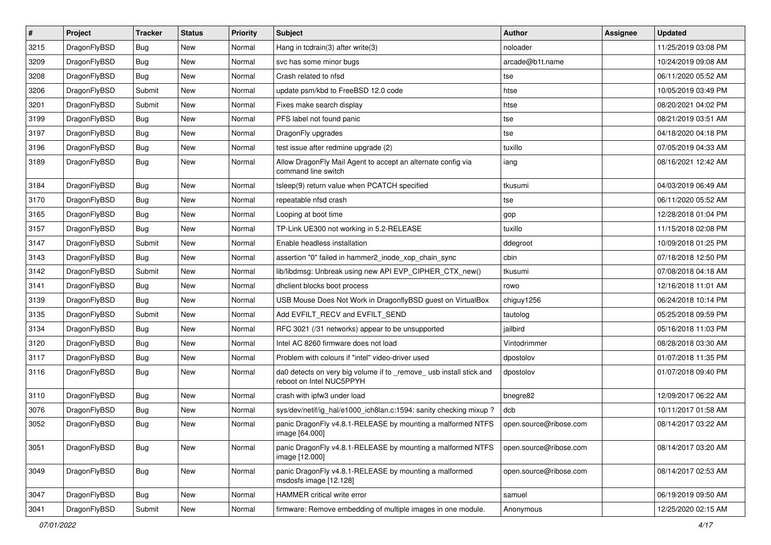| # | Project | Tracker | Status | Priority | Subject | Author | Assignee | Updated |
|---|---|---|---|---|---|---|---|---|
| 3215 | DragonFlyBSD | Bug | New | Normal | Hang in tcdrain(3) after write(3) | noloader | | 11/25/2019 03:08 PM |
| 3209 | DragonFlyBSD | Bug | New | Normal | svc has some minor bugs | arcade@b1t.name | | 10/24/2019 09:08 AM |
| 3208 | DragonFlyBSD | Bug | New | Normal | Crash related to nfsd | tse | | 06/11/2020 05:52 AM |
| 3206 | DragonFlyBSD | Submit | New | Normal | update psm/kbd to FreeBSD 12.0 code | htse | | 10/05/2019 03:49 PM |
| 3201 | DragonFlyBSD | Submit | New | Normal | Fixes make search display | htse | | 08/20/2021 04:02 PM |
| 3199 | DragonFlyBSD | Bug | New | Normal | PFS label not found panic | tse | | 08/21/2019 03:51 AM |
| 3197 | DragonFlyBSD | Bug | New | Normal | DragonFly upgrades | tse | | 04/18/2020 04:18 PM |
| 3196 | DragonFlyBSD | Bug | New | Normal | test issue after redmine upgrade (2) | tuxillo | | 07/05/2019 04:33 AM |
| 3189 | DragonFlyBSD | Bug | New | Normal | Allow DragonFly Mail Agent to accept an alternate config via command line switch | iang | | 08/16/2021 12:42 AM |
| 3184 | DragonFlyBSD | Bug | New | Normal | tsleep(9) return value when PCATCH specified | tkusumi | | 04/03/2019 06:49 AM |
| 3170 | DragonFlyBSD | Bug | New | Normal | repeatable nfsd crash | tse | | 06/11/2020 05:52 AM |
| 3165 | DragonFlyBSD | Bug | New | Normal | Looping at boot time | gop | | 12/28/2018 01:04 PM |
| 3157 | DragonFlyBSD | Bug | New | Normal | TP-Link UE300 not working in 5.2-RELEASE | tuxillo | | 11/15/2018 02:08 PM |
| 3147 | DragonFlyBSD | Submit | New | Normal | Enable headless installation | ddegroot | | 10/09/2018 01:25 PM |
| 3143 | DragonFlyBSD | Bug | New | Normal | assertion "0" failed in hammer2_inode_xop_chain_sync | cbin | | 07/18/2018 12:50 PM |
| 3142 | DragonFlyBSD | Submit | New | Normal | lib/libdmsg: Unbreak using new API EVP_CIPHER_CTX_new() | tkusumi | | 07/08/2018 04:18 AM |
| 3141 | DragonFlyBSD | Bug | New | Normal | dhclient blocks boot process | rowo | | 12/16/2018 11:01 AM |
| 3139 | DragonFlyBSD | Bug | New | Normal | USB Mouse Does Not Work in DragonflyBSD guest on VirtualBox | chiguy1256 | | 06/24/2018 10:14 PM |
| 3135 | DragonFlyBSD | Submit | New | Normal | Add EVFILT_RECV and EVFILT_SEND | tautolog | | 05/25/2018 09:59 PM |
| 3134 | DragonFlyBSD | Bug | New | Normal | RFC 3021 (/31 networks) appear to be unsupported | jailbird | | 05/16/2018 11:03 PM |
| 3120 | DragonFlyBSD | Bug | New | Normal | Intel AC 8260 firmware does not load | Vintodrimmer | | 08/28/2018 03:30 AM |
| 3117 | DragonFlyBSD | Bug | New | Normal | Problem with colours if "intel" video-driver used | dpostolov | | 01/07/2018 11:35 PM |
| 3116 | DragonFlyBSD | Bug | New | Normal | da0 detects on very big volume if to _remove_ usb install stick and reboot on Intel NUC5PPYH | dpostolov | | 01/07/2018 09:40 PM |
| 3110 | DragonFlyBSD | Bug | New | Normal | crash with ipfw3 under load | bnegre82 | | 12/09/2017 06:22 AM |
| 3076 | DragonFlyBSD | Bug | New | Normal | sys/dev/netif/ig_hal/e1000_ich8lan.c:1594: sanity checking mixup ? | dcb | | 10/11/2017 01:58 AM |
| 3052 | DragonFlyBSD | Bug | New | Normal | panic DragonFly v4.8.1-RELEASE by mounting a malformed NTFS image [64.000] | open.source@ribose.com | | 08/14/2017 03:22 AM |
| 3051 | DragonFlyBSD | Bug | New | Normal | panic DragonFly v4.8.1-RELEASE by mounting a malformed NTFS image [12.000] | open.source@ribose.com | | 08/14/2017 03:20 AM |
| 3049 | DragonFlyBSD | Bug | New | Normal | panic DragonFly v4.8.1-RELEASE by mounting a malformed msdosfs image [12.128] | open.source@ribose.com | | 08/14/2017 02:53 AM |
| 3047 | DragonFlyBSD | Bug | New | Normal | HAMMER critical write error | samuel | | 06/19/2019 09:50 AM |
| 3041 | DragonFlyBSD | Submit | New | Normal | firmware: Remove embedding of multiple images in one module. | Anonymous | | 12/25/2020 02:15 AM |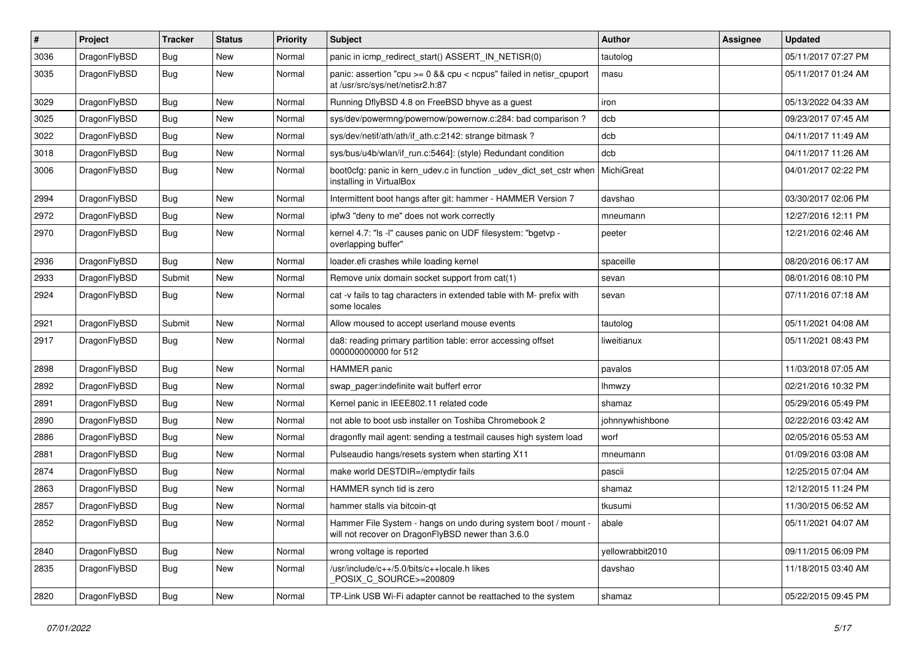| # | Project | Tracker | Status | Priority | Subject | Author | Assignee | Updated |
|---|---|---|---|---|---|---|---|---|
| 3036 | DragonFlyBSD | Bug | New | Normal | panic in icmp_redirect_start() ASSERT_IN_NETISR(0) | tautolog | | 05/11/2017 07:27 PM |
| 3035 | DragonFlyBSD | Bug | New | Normal | panic: assertion "cpu >= 0 && cpu < ncpus" failed in netisr_cpuport at /usr/src/sys/net/netisr2.h:87 | masu | | 05/11/2017 01:24 AM |
| 3029 | DragonFlyBSD | Bug | New | Normal | Running DflyBSD 4.8 on FreeBSD bhyve as a guest | iron | | 05/13/2022 04:33 AM |
| 3025 | DragonFlyBSD | Bug | New | Normal | sys/dev/powermng/powernow/powernow.c:284: bad comparison ? | dcb | | 09/23/2017 07:45 AM |
| 3022 | DragonFlyBSD | Bug | New | Normal | sys/dev/netif/ath/ath/if_ath.c:2142: strange bitmask ? | dcb | | 04/11/2017 11:49 AM |
| 3018 | DragonFlyBSD | Bug | New | Normal | sys/bus/u4b/wlan/if_run.c:5464]: (style) Redundant condition | dcb | | 04/11/2017 11:26 AM |
| 3006 | DragonFlyBSD | Bug | New | Normal | boot0cfg: panic in kern_udev.c in function _udev_dict_set_cstr when installing in VirtualBox | MichiGreat | | 04/01/2017 02:22 PM |
| 2994 | DragonFlyBSD | Bug | New | Normal | Intermittent boot hangs after git: hammer - HAMMER Version 7 | davshao | | 03/30/2017 02:06 PM |
| 2972 | DragonFlyBSD | Bug | New | Normal | ipfw3 "deny to me" does not work correctly | mneumann | | 12/27/2016 12:11 PM |
| 2970 | DragonFlyBSD | Bug | New | Normal | kernel 4.7: "ls -l" causes panic on UDF filesystem: "bgetvp - overlapping buffer" | peeter | | 12/21/2016 02:46 AM |
| 2936 | DragonFlyBSD | Bug | New | Normal | loader.efi crashes while loading kernel | spaceille | | 08/20/2016 06:17 AM |
| 2933 | DragonFlyBSD | Submit | New | Normal | Remove unix domain socket support from cat(1) | sevan | | 08/01/2016 08:10 PM |
| 2924 | DragonFlyBSD | Bug | New | Normal | cat -v fails to tag characters in extended table with M- prefix with some locales | sevan | | 07/11/2016 07:18 AM |
| 2921 | DragonFlyBSD | Submit | New | Normal | Allow moused to accept userland mouse events | tautolog | | 05/11/2021 04:08 AM |
| 2917 | DragonFlyBSD | Bug | New | Normal | da8: reading primary partition table: error accessing offset 000000000000 for 512 | liweitianux | | 05/11/2021 08:43 PM |
| 2898 | DragonFlyBSD | Bug | New | Normal | HAMMER panic | pavalos | | 11/03/2018 07:05 AM |
| 2892 | DragonFlyBSD | Bug | New | Normal | swap_pager:indefinite wait bufferf error | lhmwzy | | 02/21/2016 10:32 PM |
| 2891 | DragonFlyBSD | Bug | New | Normal | Kernel panic in IEEE802.11 related code | shamaz | | 05/29/2016 05:49 PM |
| 2890 | DragonFlyBSD | Bug | New | Normal | not able to boot usb installer on Toshiba Chromebook 2 | johnnywhishbone | | 02/22/2016 03:42 AM |
| 2886 | DragonFlyBSD | Bug | New | Normal | dragonfly mail agent: sending a testmail causes high system load | worf | | 02/05/2016 05:53 AM |
| 2881 | DragonFlyBSD | Bug | New | Normal | Pulseaudio hangs/resets system when starting X11 | mneumann | | 01/09/2016 03:08 AM |
| 2874 | DragonFlyBSD | Bug | New | Normal | make world DESTDIR=/emptydir fails | pascii | | 12/25/2015 07:04 AM |
| 2863 | DragonFlyBSD | Bug | New | Normal | HAMMER synch tid is zero | shamaz | | 12/12/2015 11:24 PM |
| 2857 | DragonFlyBSD | Bug | New | Normal | hammer stalls via bitcoin-qt | tkusumi | | 11/30/2015 06:52 AM |
| 2852 | DragonFlyBSD | Bug | New | Normal | Hammer File System - hangs on undo during system boot / mount - will not recover on DragonFlyBSD newer than 3.6.0 | abale | | 05/11/2021 04:07 AM |
| 2840 | DragonFlyBSD | Bug | New | Normal | wrong voltage is reported | yellowrabbit2010 | | 09/11/2015 06:09 PM |
| 2835 | DragonFlyBSD | Bug | New | Normal | /usr/include/c++/5.0/bits/c++locale.h likes _POSIX_C_SOURCE>=200809 | davshao | | 11/18/2015 03:40 AM |
| 2820 | DragonFlyBSD | Bug | New | Normal | TP-Link USB Wi-Fi adapter cannot be reattached to the system | shamaz | | 05/22/2015 09:45 PM |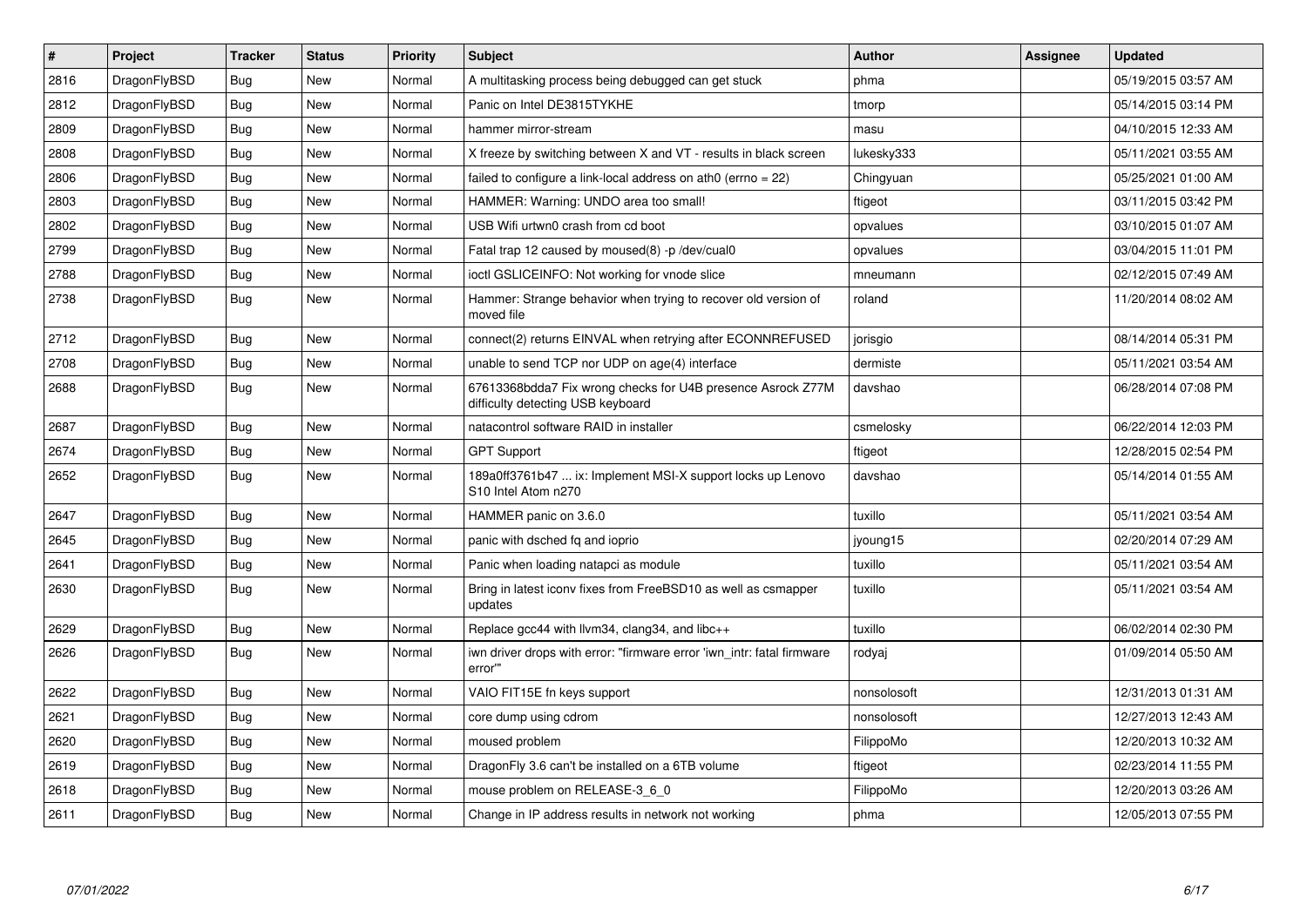| # | Project | Tracker | Status | Priority | Subject | Author | Assignee | Updated |
|---|---|---|---|---|---|---|---|---|
| 2816 | DragonFlyBSD | Bug | New | Normal | A multitasking process being debugged can get stuck | phma | | 05/19/2015 03:57 AM |
| 2812 | DragonFlyBSD | Bug | New | Normal | Panic on Intel DE3815TYKHE | tmorp | | 05/14/2015 03:14 PM |
| 2809 | DragonFlyBSD | Bug | New | Normal | hammer mirror-stream | masu | | 04/10/2015 12:33 AM |
| 2808 | DragonFlyBSD | Bug | New | Normal | X freeze by switching between X and VT - results in black screen | lukesky333 | | 05/11/2021 03:55 AM |
| 2806 | DragonFlyBSD | Bug | New | Normal | failed to configure a link-local address on ath0 (errno = 22) | Chingyuan | | 05/25/2021 01:00 AM |
| 2803 | DragonFlyBSD | Bug | New | Normal | HAMMER: Warning: UNDO area too small! | ftigeot | | 03/11/2015 03:42 PM |
| 2802 | DragonFlyBSD | Bug | New | Normal | USB Wifi urtwn0 crash from cd boot | opvalues | | 03/10/2015 01:07 AM |
| 2799 | DragonFlyBSD | Bug | New | Normal | Fatal trap 12 caused by moused(8) -p /dev/cual0 | opvalues | | 03/04/2015 11:01 PM |
| 2788 | DragonFlyBSD | Bug | New | Normal | ioctl GSLICEINFO: Not working for vnode slice | mneumann | | 02/12/2015 07:49 AM |
| 2738 | DragonFlyBSD | Bug | New | Normal | Hammer: Strange behavior when trying to recover old version of moved file | roland | | 11/20/2014 08:02 AM |
| 2712 | DragonFlyBSD | Bug | New | Normal | connect(2) returns EINVAL when retrying after ECONNREFUSED | jorisgio | | 08/14/2014 05:31 PM |
| 2708 | DragonFlyBSD | Bug | New | Normal | unable to send TCP nor UDP on age(4) interface | dermiste | | 05/11/2021 03:54 AM |
| 2688 | DragonFlyBSD | Bug | New | Normal | 67613368bdda7 Fix wrong checks for U4B presence Asrock Z77M difficulty detecting USB keyboard | davshao | | 06/28/2014 07:08 PM |
| 2687 | DragonFlyBSD | Bug | New | Normal | natacontrol software RAID in installer | csmelosky | | 06/22/2014 12:03 PM |
| 2674 | DragonFlyBSD | Bug | New | Normal | GPT Support | ftigeot | | 12/28/2015 02:54 PM |
| 2652 | DragonFlyBSD | Bug | New | Normal | 189a0ff3761b47 ... ix: Implement MSI-X support locks up Lenovo S10 Intel Atom n270 | davshao | | 05/14/2014 01:55 AM |
| 2647 | DragonFlyBSD | Bug | New | Normal | HAMMER panic on 3.6.0 | tuxillo | | 05/11/2021 03:54 AM |
| 2645 | DragonFlyBSD | Bug | New | Normal | panic with dsched fq and ioprio | jyoung15 | | 02/20/2014 07:29 AM |
| 2641 | DragonFlyBSD | Bug | New | Normal | Panic when loading natapci as module | tuxillo | | 05/11/2021 03:54 AM |
| 2630 | DragonFlyBSD | Bug | New | Normal | Bring in latest iconv fixes from FreeBSD10 as well as csmapper updates | tuxillo | | 05/11/2021 03:54 AM |
| 2629 | DragonFlyBSD | Bug | New | Normal | Replace gcc44 with llvm34, clang34, and libc++ | tuxillo | | 06/02/2014 02:30 PM |
| 2626 | DragonFlyBSD | Bug | New | Normal | iwn driver drops with error: "firmware error 'iwn_intr: fatal firmware error'" | rodyaj | | 01/09/2014 05:50 AM |
| 2622 | DragonFlyBSD | Bug | New | Normal | VAIO FIT15E fn keys support | nonsolosoft | | 12/31/2013 01:31 AM |
| 2621 | DragonFlyBSD | Bug | New | Normal | core dump using cdrom | nonsolosoft | | 12/27/2013 12:43 AM |
| 2620 | DragonFlyBSD | Bug | New | Normal | moused problem | FilippoMo | | 12/20/2013 10:32 AM |
| 2619 | DragonFlyBSD | Bug | New | Normal | DragonFly 3.6 can't be installed on a 6TB volume | ftigeot | | 02/23/2014 11:55 PM |
| 2618 | DragonFlyBSD | Bug | New | Normal | mouse problem on RELEASE-3_6_0 | FilippoMo | | 12/20/2013 03:26 AM |
| 2611 | DragonFlyBSD | Bug | New | Normal | Change in IP address results in network not working | phma | | 12/05/2013 07:55 PM |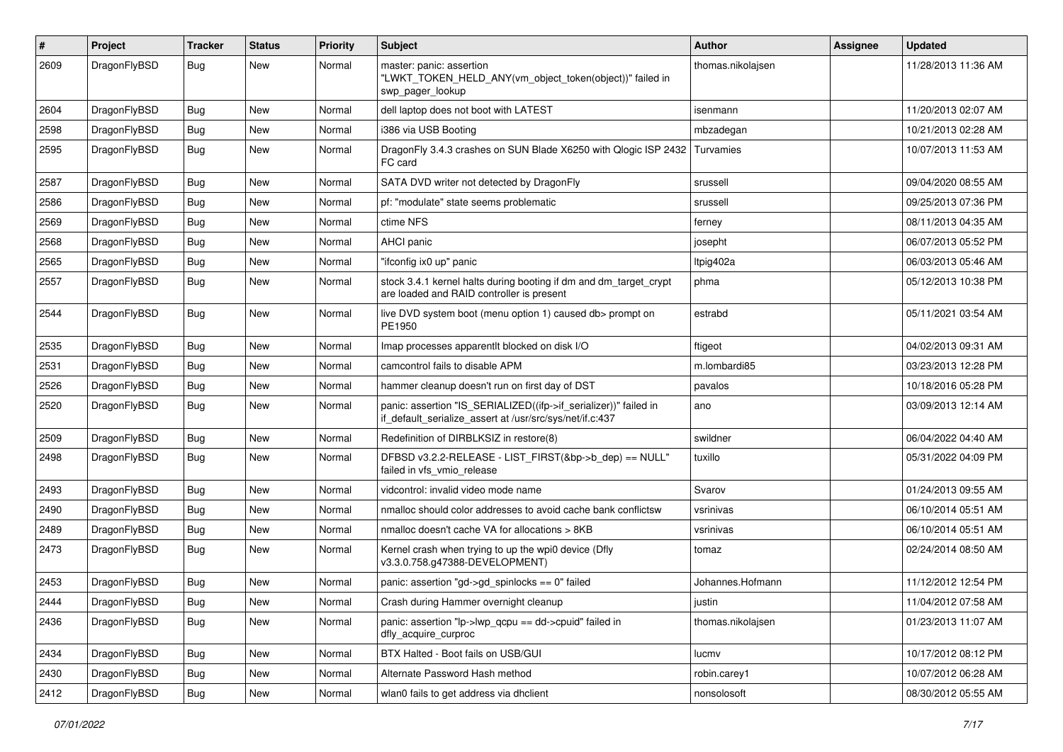| # | Project | Tracker | Status | Priority | Subject | Author | Assignee | Updated |
|---|---|---|---|---|---|---|---|---|
| 2609 | DragonFlyBSD | Bug | New | Normal | master: panic: assertion "LWKT_TOKEN_HELD_ANY(vm_object_token(object))" failed in swp_pager_lookup | thomas.nikolajsen | | 11/28/2013 11:36 AM |
| 2604 | DragonFlyBSD | Bug | New | Normal | dell laptop does not boot with LATEST | isenmann | | 11/20/2013 02:07 AM |
| 2598 | DragonFlyBSD | Bug | New | Normal | i386 via USB Booting | mbzadegan | | 10/21/2013 02:28 AM |
| 2595 | DragonFlyBSD | Bug | New | Normal | DragonFly 3.4.3 crashes on SUN Blade X6250 with Qlogic ISP 2432 FC card | Turvamies | | 10/07/2013 11:53 AM |
| 2587 | DragonFlyBSD | Bug | New | Normal | SATA DVD writer not detected by DragonFly | srussell | | 09/04/2020 08:55 AM |
| 2586 | DragonFlyBSD | Bug | New | Normal | pf: "modulate" state seems problematic | srussell | | 09/25/2013 07:36 PM |
| 2569 | DragonFlyBSD | Bug | New | Normal | ctime NFS | ferney | | 08/11/2013 04:35 AM |
| 2568 | DragonFlyBSD | Bug | New | Normal | AHCI panic | josepht | | 06/07/2013 05:52 PM |
| 2565 | DragonFlyBSD | Bug | New | Normal | "ifconfig ix0 up" panic | ltpig402a | | 06/03/2013 05:46 AM |
| 2557 | DragonFlyBSD | Bug | New | Normal | stock 3.4.1 kernel halts during booting if dm and dm_target_crypt are loaded and RAID controller is present | phma | | 05/12/2013 10:38 PM |
| 2544 | DragonFlyBSD | Bug | New | Normal | live DVD system boot (menu option 1) caused db> prompt on PE1950 | estrabd | | 05/11/2021 03:54 AM |
| 2535 | DragonFlyBSD | Bug | New | Normal | Imap processes apparentlt blocked on disk I/O | ftigeot | | 04/02/2013 09:31 AM |
| 2531 | DragonFlyBSD | Bug | New | Normal | camcontrol fails to disable APM | m.lombardi85 | | 03/23/2013 12:28 PM |
| 2526 | DragonFlyBSD | Bug | New | Normal | hammer cleanup doesn't run on first day of DST | pavalos | | 10/18/2016 05:28 PM |
| 2520 | DragonFlyBSD | Bug | New | Normal | panic: assertion "IS_SERIALIZED((ifp->if_serializer))" failed in if_default_serialize_assert at /usr/src/sys/net/if.c:437 | ano | | 03/09/2013 12:14 AM |
| 2509 | DragonFlyBSD | Bug | New | Normal | Redefinition of DIRBLKSIZ in restore(8) | swildner | | 06/04/2022 04:40 AM |
| 2498 | DragonFlyBSD | Bug | New | Normal | DFBSD v3.2.2-RELEASE - LIST_FIRST(&bp->b_dep) == NULL" failed in vfs_vmio_release | tuxillo | | 05/31/2022 04:09 PM |
| 2493 | DragonFlyBSD | Bug | New | Normal | vidcontrol: invalid video mode name | Svarov | | 01/24/2013 09:55 AM |
| 2490 | DragonFlyBSD | Bug | New | Normal | nmalloc should color addresses to avoid cache bank conflictsw | vsrinivas | | 06/10/2014 05:51 AM |
| 2489 | DragonFlyBSD | Bug | New | Normal | nmalloc doesn't cache VA for allocations > 8KB | vsrinivas | | 06/10/2014 05:51 AM |
| 2473 | DragonFlyBSD | Bug | New | Normal | Kernel crash when trying to up the wpi0 device (Dfly v3.3.0.758.g47388-DEVELOPMENT) | tomaz | | 02/24/2014 08:50 AM |
| 2453 | DragonFlyBSD | Bug | New | Normal | panic: assertion "gd->gd_spinlocks == 0" failed | Johannes.Hofmann | | 11/12/2012 12:54 PM |
| 2444 | DragonFlyBSD | Bug | New | Normal | Crash during Hammer overnight cleanup | justin | | 11/04/2012 07:58 AM |
| 2436 | DragonFlyBSD | Bug | New | Normal | panic: assertion "lp->lwp_qcpu == dd->cpuid" failed in dfly_acquire_curproc | thomas.nikolajsen | | 01/23/2013 11:07 AM |
| 2434 | DragonFlyBSD | Bug | New | Normal | BTX Halted - Boot fails on USB/GUI | lucmv | | 10/17/2012 08:12 PM |
| 2430 | DragonFlyBSD | Bug | New | Normal | Alternate Password Hash method | robin.carey1 | | 10/07/2012 06:28 AM |
| 2412 | DragonFlyBSD | Bug | New | Normal | wlan0 fails to get address via dhclient | nonsolosoft | | 08/30/2012 05:55 AM |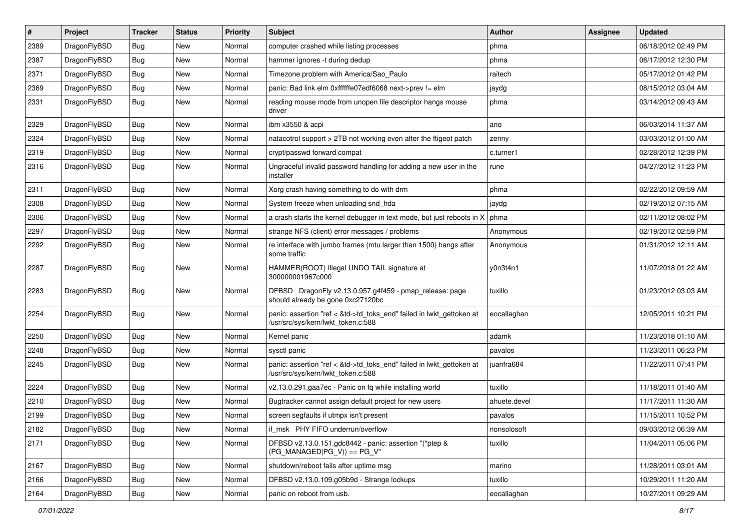| # | Project | Tracker | Status | Priority | Subject | Author | Assignee | Updated |
|---|---|---|---|---|---|---|---|---|
| 2389 | DragonFlyBSD | Bug | New | Normal | computer crashed while listing processes | phma | | 06/18/2012 02:49 PM |
| 2387 | DragonFlyBSD | Bug | New | Normal | hammer ignores -t during dedup | phma | | 06/17/2012 12:30 PM |
| 2371 | DragonFlyBSD | Bug | New | Normal | Timezone problem with America/Sao_Paulo | raitech | | 05/17/2012 01:42 PM |
| 2369 | DragonFlyBSD | Bug | New | Normal | panic: Bad link elm 0xffffffe07edf6068 next->prev != elm | jaydg | | 08/15/2012 03:04 AM |
| 2331 | DragonFlyBSD | Bug | New | Normal | reading mouse mode from unopen file descriptor hangs mouse driver | phma | | 03/14/2012 09:43 AM |
| 2329 | DragonFlyBSD | Bug | New | Normal | ibm x3550 & acpi | ano | | 06/03/2014 11:37 AM |
| 2324 | DragonFlyBSD | Bug | New | Normal | natacotrol support > 2TB not working even after the ftigeot patch | zenny | | 03/03/2012 01:00 AM |
| 2319 | DragonFlyBSD | Bug | New | Normal | crypt/passwd forward compat | c.turner1 | | 02/28/2012 12:39 PM |
| 2316 | DragonFlyBSD | Bug | New | Normal | Ungraceful invalid password handling for adding a new user in the installer | rune | | 04/27/2012 11:23 PM |
| 2311 | DragonFlyBSD | Bug | New | Normal | Xorg crash having something to do with drm | phma | | 02/22/2012 09:59 AM |
| 2308 | DragonFlyBSD | Bug | New | Normal | System freeze when unloading snd_hda | jaydg | | 02/19/2012 07:15 AM |
| 2306 | DragonFlyBSD | Bug | New | Normal | a crash starts the kernel debugger in text mode, but just reboots in X | phma | | 02/11/2012 08:02 PM |
| 2297 | DragonFlyBSD | Bug | New | Normal | strange NFS (client) error messages / problems | Anonymous | | 02/19/2012 02:59 PM |
| 2292 | DragonFlyBSD | Bug | New | Normal | re interface with jumbo frames (mtu larger than 1500) hangs after some traffic | Anonymous | | 01/31/2012 12:11 AM |
| 2287 | DragonFlyBSD | Bug | New | Normal | HAMMER(ROOT) Illegal UNDO TAIL signature at 300000001967c000 | y0n3t4n1 | | 11/07/2018 01:22 AM |
| 2283 | DragonFlyBSD | Bug | New | Normal | DFBSD DragonFly v2.13.0.957.g4f459 - pmap_release: page should already be gone 0xc27120bc | tuxillo | | 01/23/2012 03:03 AM |
| 2254 | DragonFlyBSD | Bug | New | Normal | panic: assertion "ref < &td->td_toks_end" failed in lwkt_gettoken at /usr/src/sys/kern/lwkt_token.c:588 | eocallaghan | | 12/05/2011 10:21 PM |
| 2250 | DragonFlyBSD | Bug | New | Normal | Kernel panic | adamk | | 11/23/2018 01:10 AM |
| 2248 | DragonFlyBSD | Bug | New | Normal | sysctl panic | pavalos | | 11/23/2011 06:23 PM |
| 2245 | DragonFlyBSD | Bug | New | Normal | panic: assertion "ref < &td->td_toks_end" failed in lwkt_gettoken at /usr/src/sys/kern/lwkt_token.c:588 | juanfra684 | | 11/22/2011 07:41 PM |
| 2224 | DragonFlyBSD | Bug | New | Normal | v2.13.0.291.gaa7ec - Panic on fq while installing world | tuxillo | | 11/18/2011 01:40 AM |
| 2210 | DragonFlyBSD | Bug | New | Normal | Bugtracker cannot assign default project for new users | ahuete.devel | | 11/17/2011 11:30 AM |
| 2199 | DragonFlyBSD | Bug | New | Normal | screen segfaults if utmpx isn't present | pavalos | | 11/15/2011 10:52 PM |
| 2182 | DragonFlyBSD | Bug | New | Normal | if_msk PHY FIFO underrun/overflow | nonsolosoft | | 09/03/2012 06:39 AM |
| 2171 | DragonFlyBSD | Bug | New | Normal | DFBSD v2.13.0.151.gdc8442 - panic: assertion "(*ptep & (PG_MANAGED\|PG_V)) == PG_V" | tuxillo | | 11/04/2011 05:06 PM |
| 2167 | DragonFlyBSD | Bug | New | Normal | shutdown/reboot fails after uptime msg | marino | | 11/28/2011 03:01 AM |
| 2166 | DragonFlyBSD | Bug | New | Normal | DFBSD v2.13.0.109.g05b9d - Strange lockups | tuxillo | | 10/29/2011 11:20 AM |
| 2164 | DragonFlyBSD | Bug | New | Normal | panic on reboot from usb. | eocallaghan | | 10/27/2011 09:29 AM |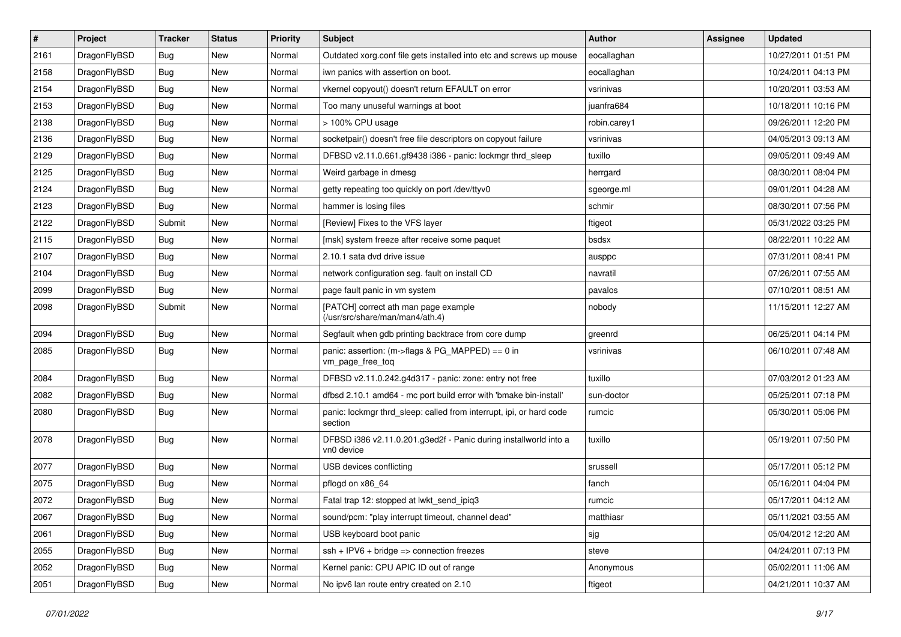| # | Project | Tracker | Status | Priority | Subject | Author | Assignee | Updated |
|---|---|---|---|---|---|---|---|---|
| 2161 | DragonFlyBSD | Bug | New | Normal | Outdated xorg.conf file gets installed into etc and screws up mouse | eocallaghan | | 10/27/2011 01:51 PM |
| 2158 | DragonFlyBSD | Bug | New | Normal | iwn panics with assertion on boot. | eocallaghan | | 10/24/2011 04:13 PM |
| 2154 | DragonFlyBSD | Bug | New | Normal | vkernel copyout() doesn't return EFAULT on error | vsrinivas | | 10/20/2011 03:53 AM |
| 2153 | DragonFlyBSD | Bug | New | Normal | Too many unuseful warnings at boot | juanfra684 | | 10/18/2011 10:16 PM |
| 2138 | DragonFlyBSD | Bug | New | Normal | > 100% CPU usage | robin.carey1 | | 09/26/2011 12:20 PM |
| 2136 | DragonFlyBSD | Bug | New | Normal | socketpair() doesn't free file descriptors on copyout failure | vsrinivas | | 04/05/2013 09:13 AM |
| 2129 | DragonFlyBSD | Bug | New | Normal | DFBSD v2.11.0.661.gf9438 i386 - panic: lockmgr thrd_sleep | tuxillo | | 09/05/2011 09:49 AM |
| 2125 | DragonFlyBSD | Bug | New | Normal | Weird garbage in dmesg | herrgard | | 08/30/2011 08:04 PM |
| 2124 | DragonFlyBSD | Bug | New | Normal | getty repeating too quickly on port /dev/ttyv0 | sgeorge.ml | | 09/01/2011 04:28 AM |
| 2123 | DragonFlyBSD | Bug | New | Normal | hammer is losing files | schmir | | 08/30/2011 07:56 PM |
| 2122 | DragonFlyBSD | Submit | New | Normal | [Review] Fixes to the VFS layer | ftigeot | | 05/31/2022 03:25 PM |
| 2115 | DragonFlyBSD | Bug | New | Normal | [msk] system freeze after receive some paquet | bsdsx | | 08/22/2011 10:22 AM |
| 2107 | DragonFlyBSD | Bug | New | Normal | 2.10.1 sata dvd drive issue | ausppc | | 07/31/2011 08:41 PM |
| 2104 | DragonFlyBSD | Bug | New | Normal | network configuration seg. fault on install CD | navratil | | 07/26/2011 07:55 AM |
| 2099 | DragonFlyBSD | Bug | New | Normal | page fault panic in vm system | pavalos | | 07/10/2011 08:51 AM |
| 2098 | DragonFlyBSD | Submit | New | Normal | [PATCH] correct ath man page example (/usr/src/share/man/man4/ath.4) | nobody | | 11/15/2011 12:27 AM |
| 2094 | DragonFlyBSD | Bug | New | Normal | Segfault when gdb printing backtrace from core dump | greenrd | | 06/25/2011 04:14 PM |
| 2085 | DragonFlyBSD | Bug | New | Normal | panic: assertion: (m->flags & PG_MAPPED) == 0 in vm_page_free_toq | vsrinivas | | 06/10/2011 07:48 AM |
| 2084 | DragonFlyBSD | Bug | New | Normal | DFBSD v2.11.0.242.g4d317 - panic: zone: entry not free | tuxillo | | 07/03/2012 01:23 AM |
| 2082 | DragonFlyBSD | Bug | New | Normal | dfbsd 2.10.1 amd64 - mc port build error with 'bmake bin-install' | sun-doctor | | 05/25/2011 07:18 PM |
| 2080 | DragonFlyBSD | Bug | New | Normal | panic: lockmgr thrd_sleep: called from interrupt, ipi, or hard code section | rumcic | | 05/30/2011 05:06 PM |
| 2078 | DragonFlyBSD | Bug | New | Normal | DFBSD i386 v2.11.0.201.g3ed2f - Panic during installworld into a vn0 device | tuxillo | | 05/19/2011 07:50 PM |
| 2077 | DragonFlyBSD | Bug | New | Normal | USB devices conflicting | srussell | | 05/17/2011 05:12 PM |
| 2075 | DragonFlyBSD | Bug | New | Normal | pflogd on x86_64 | fanch | | 05/16/2011 04:04 PM |
| 2072 | DragonFlyBSD | Bug | New | Normal | Fatal trap 12: stopped at lwkt_send_ipiq3 | rumcic | | 05/17/2011 04:12 AM |
| 2067 | DragonFlyBSD | Bug | New | Normal | sound/pcm: "play interrupt timeout, channel dead" | matthiasr | | 05/11/2021 03:55 AM |
| 2061 | DragonFlyBSD | Bug | New | Normal | USB keyboard boot panic | sjg | | 05/04/2012 12:20 AM |
| 2055 | DragonFlyBSD | Bug | New | Normal | ssh + IPV6 + bridge => connection freezes | steve | | 04/24/2011 07:13 PM |
| 2052 | DragonFlyBSD | Bug | New | Normal | Kernel panic: CPU APIC ID out of range | Anonymous | | 05/02/2011 11:06 AM |
| 2051 | DragonFlyBSD | Bug | New | Normal | No ipv6 lan route entry created on 2.10 | ftigeot | | 04/21/2011 10:37 AM |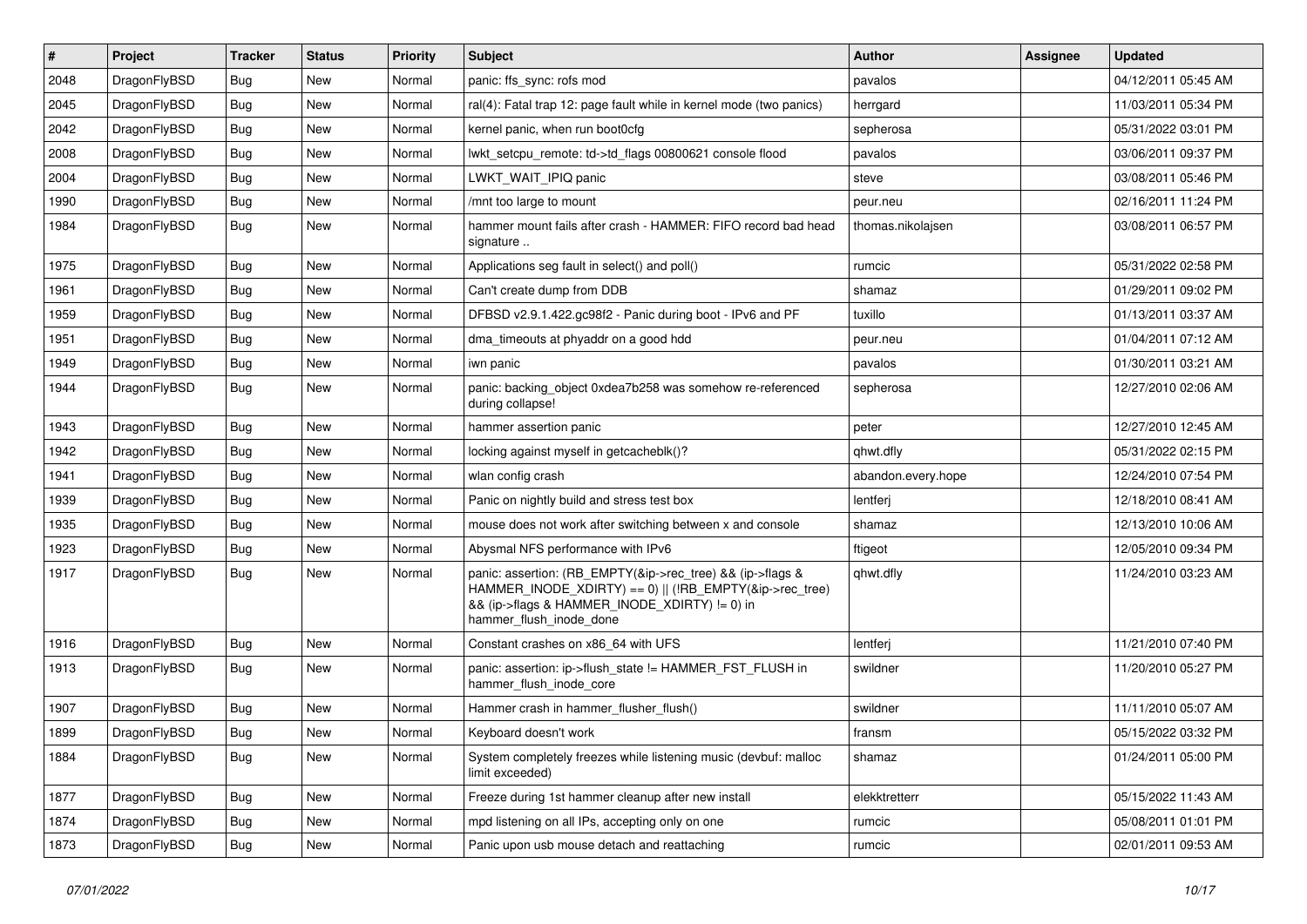| # | Project | Tracker | Status | Priority | Subject | Author | Assignee | Updated |
|---|---|---|---|---|---|---|---|---|
| 2048 | DragonFlyBSD | Bug | New | Normal | panic: ffs_sync: rofs mod | pavalos | | 04/12/2011 05:45 AM |
| 2045 | DragonFlyBSD | Bug | New | Normal | ral(4): Fatal trap 12: page fault while in kernel mode (two panics) | herrgard | | 11/03/2011 05:34 PM |
| 2042 | DragonFlyBSD | Bug | New | Normal | kernel panic, when run boot0cfg | sepherosa | | 05/31/2022 03:01 PM |
| 2008 | DragonFlyBSD | Bug | New | Normal | lwkt_setcpu_remote: td->td_flags 00800621 console flood | pavalos | | 03/06/2011 09:37 PM |
| 2004 | DragonFlyBSD | Bug | New | Normal | LWKT_WAIT_IPIQ panic | steve | | 03/08/2011 05:46 PM |
| 1990 | DragonFlyBSD | Bug | New | Normal | /mnt too large to mount | peur.neu | | 02/16/2011 11:24 PM |
| 1984 | DragonFlyBSD | Bug | New | Normal | hammer mount fails after crash - HAMMER: FIFO record bad head signature .. | thomas.nikolajsen | | 03/08/2011 06:57 PM |
| 1975 | DragonFlyBSD | Bug | New | Normal | Applications seg fault in select() and poll() | rumcic | | 05/31/2022 02:58 PM |
| 1961 | DragonFlyBSD | Bug | New | Normal | Can't create dump from DDB | shamaz | | 01/29/2011 09:02 PM |
| 1959 | DragonFlyBSD | Bug | New | Normal | DFBSD v2.9.1.422.gc98f2 - Panic during boot - IPv6 and PF | tuxillo | | 01/13/2011 03:37 AM |
| 1951 | DragonFlyBSD | Bug | New | Normal | dma_timeouts at phyaddr on a good hdd | peur.neu | | 01/04/2011 07:12 AM |
| 1949 | DragonFlyBSD | Bug | New | Normal | iwn panic | pavalos | | 01/30/2011 03:21 AM |
| 1944 | DragonFlyBSD | Bug | New | Normal | panic: backing_object 0xdea7b258 was somehow re-referenced during collapse! | sepherosa | | 12/27/2010 02:06 AM |
| 1943 | DragonFlyBSD | Bug | New | Normal | hammer assertion panic | peter | | 12/27/2010 12:45 AM |
| 1942 | DragonFlyBSD | Bug | New | Normal | locking against myself in getcacheblk()? | qhwt.dfly | | 05/31/2022 02:15 PM |
| 1941 | DragonFlyBSD | Bug | New | Normal | wlan config crash | abandon.every.hope | | 12/24/2010 07:54 PM |
| 1939 | DragonFlyBSD | Bug | New | Normal | Panic on nightly build and stress test box | lentferj | | 12/18/2010 08:41 AM |
| 1935 | DragonFlyBSD | Bug | New | Normal | mouse does not work after switching between x and console | shamaz | | 12/13/2010 10:06 AM |
| 1923 | DragonFlyBSD | Bug | New | Normal | Abysmal NFS performance with IPv6 | ftigeot | | 12/05/2010 09:34 PM |
| 1917 | DragonFlyBSD | Bug | New | Normal | panic: assertion: (RB_EMPTY(&ip->rec_tree) && (ip->flags & HAMMER_INODE_XDIRTY) == 0) \|\| (!RB_EMPTY(&ip->rec_tree) && (ip->flags & HAMMER_INODE_XDIRTY) != 0) in hammer_flush_inode_done | qhwt.dfly | | 11/24/2010 03:23 AM |
| 1916 | DragonFlyBSD | Bug | New | Normal | Constant crashes on x86_64 with UFS | lentferj | | 11/21/2010 07:40 PM |
| 1913 | DragonFlyBSD | Bug | New | Normal | panic: assertion: ip->flush_state != HAMMER_FST_FLUSH in hammer_flush_inode_core | swildner | | 11/20/2010 05:27 PM |
| 1907 | DragonFlyBSD | Bug | New | Normal | Hammer crash in hammer_flusher_flush() | swildner | | 11/11/2010 05:07 AM |
| 1899 | DragonFlyBSD | Bug | New | Normal | Keyboard doesn't work | fransm | | 05/15/2022 03:32 PM |
| 1884 | DragonFlyBSD | Bug | New | Normal | System completely freezes while listening music (devbuf: malloc limit exceeded) | shamaz | | 01/24/2011 05:00 PM |
| 1877 | DragonFlyBSD | Bug | New | Normal | Freeze during 1st hammer cleanup after new install | elekktretterr | | 05/15/2022 11:43 AM |
| 1874 | DragonFlyBSD | Bug | New | Normal | mpd listening on all IPs, accepting only on one | rumcic | | 05/08/2011 01:01 PM |
| 1873 | DragonFlyBSD | Bug | New | Normal | Panic upon usb mouse detach and reattaching | rumcic | | 02/01/2011 09:53 AM |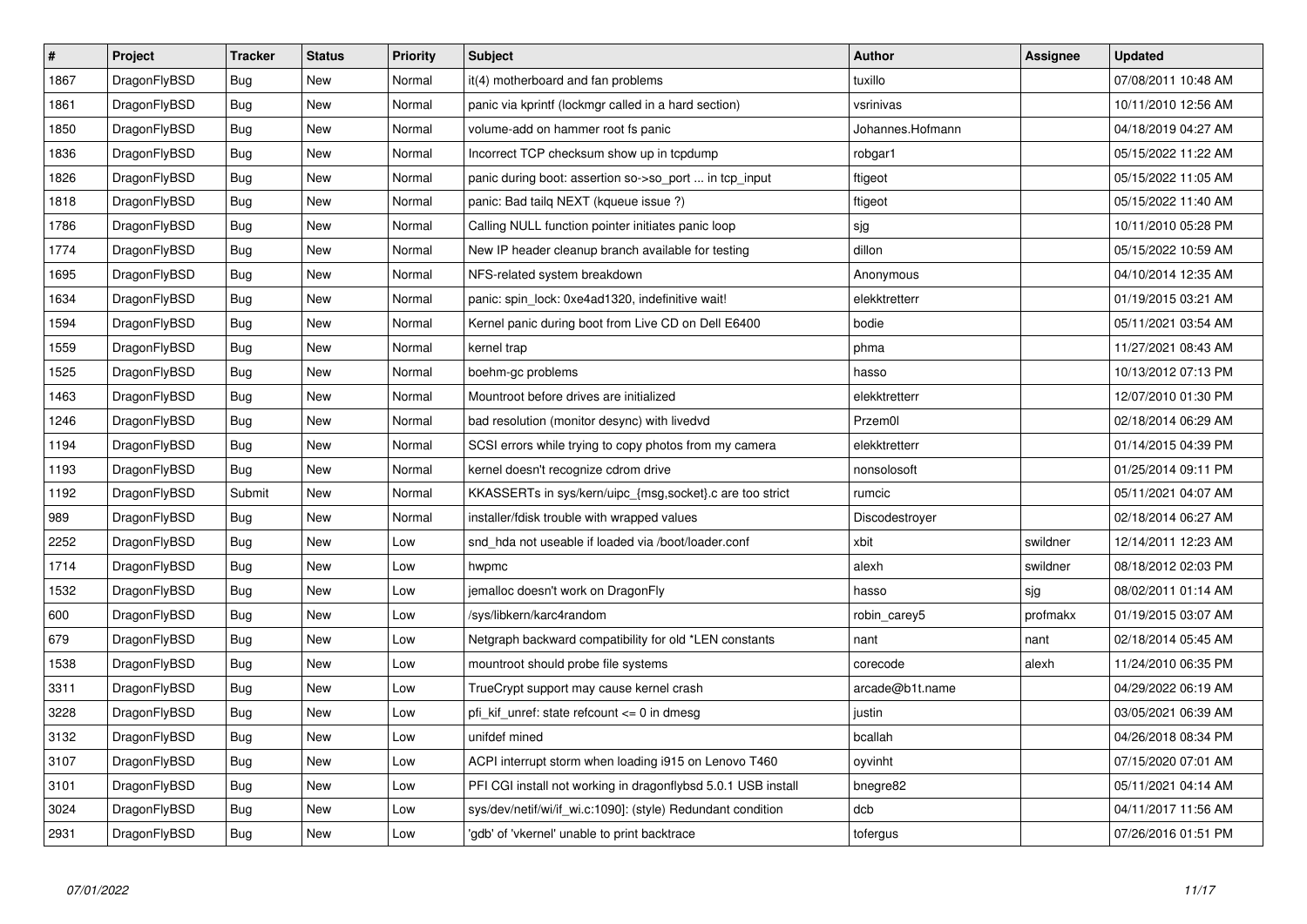| # | Project | Tracker | Status | Priority | Subject | Author | Assignee | Updated |
|---|---|---|---|---|---|---|---|---|
| 1867 | DragonFlyBSD | Bug | New | Normal | it(4) motherboard and fan problems | tuxillo | | 07/08/2011 10:48 AM |
| 1861 | DragonFlyBSD | Bug | New | Normal | panic via kprintf (lockmgr called in a hard section) | vsrinivas | | 10/11/2010 12:56 AM |
| 1850 | DragonFlyBSD | Bug | New | Normal | volume-add on hammer root fs panic | Johannes.Hofmann | | 04/18/2019 04:27 AM |
| 1836 | DragonFlyBSD | Bug | New | Normal | Incorrect TCP checksum show up in tcpdump | robgar1 | | 05/15/2022 11:22 AM |
| 1826 | DragonFlyBSD | Bug | New | Normal | panic during boot: assertion so->so_port ... in tcp_input | ftigeot | | 05/15/2022 11:05 AM |
| 1818 | DragonFlyBSD | Bug | New | Normal | panic: Bad tailq NEXT (kqueue issue ?) | ftigeot | | 05/15/2022 11:40 AM |
| 1786 | DragonFlyBSD | Bug | New | Normal | Calling NULL function pointer initiates panic loop | sjg | | 10/11/2010 05:28 PM |
| 1774 | DragonFlyBSD | Bug | New | Normal | New IP header cleanup branch available for testing | dillon | | 05/15/2022 10:59 AM |
| 1695 | DragonFlyBSD | Bug | New | Normal | NFS-related system breakdown | Anonymous | | 04/10/2014 12:35 AM |
| 1634 | DragonFlyBSD | Bug | New | Normal | panic: spin_lock: 0xe4ad1320, indefinitive wait! | elekktretterr | | 01/19/2015 03:21 AM |
| 1594 | DragonFlyBSD | Bug | New | Normal | Kernel panic during boot from Live CD on Dell E6400 | bodie | | 05/11/2021 03:54 AM |
| 1559 | DragonFlyBSD | Bug | New | Normal | kernel trap | phma | | 11/27/2021 08:43 AM |
| 1525 | DragonFlyBSD | Bug | New | Normal | boehm-gc problems | hasso | | 10/13/2012 07:13 PM |
| 1463 | DragonFlyBSD | Bug | New | Normal | Mountroot before drives are initialized | elekktretterr | | 12/07/2010 01:30 PM |
| 1246 | DragonFlyBSD | Bug | New | Normal | bad resolution (monitor desync) with livedvd | Przem0l | | 02/18/2014 06:29 AM |
| 1194 | DragonFlyBSD | Bug | New | Normal | SCSI errors while trying to copy photos from my camera | elekktretterr | | 01/14/2015 04:39 PM |
| 1193 | DragonFlyBSD | Bug | New | Normal | kernel doesn't recognize cdrom drive | nonsolosoft | | 01/25/2014 09:11 PM |
| 1192 | DragonFlyBSD | Submit | New | Normal | KKASSERTs in sys/kern/uipc_{msg,socket}.c are too strict | rumcic | | 05/11/2021 04:07 AM |
| 989 | DragonFlyBSD | Bug | New | Normal | installer/fdisk trouble with wrapped values | Discodestroyer | | 02/18/2014 06:27 AM |
| 2252 | DragonFlyBSD | Bug | New | Low | snd_hda not useable if loaded via /boot/loader.conf | xbit | swildner | 12/14/2011 12:23 AM |
| 1714 | DragonFlyBSD | Bug | New | Low | hwpmc | alexh | swildner | 08/18/2012 02:03 PM |
| 1532 | DragonFlyBSD | Bug | New | Low | jemalloc doesn't work on DragonFly | hasso | sjg | 08/02/2011 01:14 AM |
| 600 | DragonFlyBSD | Bug | New | Low | /sys/libkern/karc4random | robin_carey5 | profmakx | 01/19/2015 03:07 AM |
| 679 | DragonFlyBSD | Bug | New | Low | Netgraph backward compatibility for old *LEN constants | nant | nant | 02/18/2014 05:45 AM |
| 1538 | DragonFlyBSD | Bug | New | Low | mountroot should probe file systems | corecode | alexh | 11/24/2010 06:35 PM |
| 3311 | DragonFlyBSD | Bug | New | Low | TrueCrypt support may cause kernel crash | arcade@b1t.name | | 04/29/2022 06:19 AM |
| 3228 | DragonFlyBSD | Bug | New | Low | pfi_kif_unref: state refcount <= 0 in dmesg | justin | | 03/05/2021 06:39 AM |
| 3132 | DragonFlyBSD | Bug | New | Low | unifdef mined | bcallah | | 04/26/2018 08:34 PM |
| 3107 | DragonFlyBSD | Bug | New | Low | ACPI interrupt storm when loading i915 on Lenovo T460 | oyvinht | | 07/15/2020 07:01 AM |
| 3101 | DragonFlyBSD | Bug | New | Low | PFI CGI install not working in dragonflybsd 5.0.1 USB install | bnegre82 | | 05/11/2021 04:14 AM |
| 3024 | DragonFlyBSD | Bug | New | Low | sys/dev/netif/wi/if_wi.c:1090]: (style) Redundant condition | dcb | | 04/11/2017 11:56 AM |
| 2931 | DragonFlyBSD | Bug | New | Low | 'gdb' of 'vkernel' unable to print backtrace | tofergus | | 07/26/2016 01:51 PM |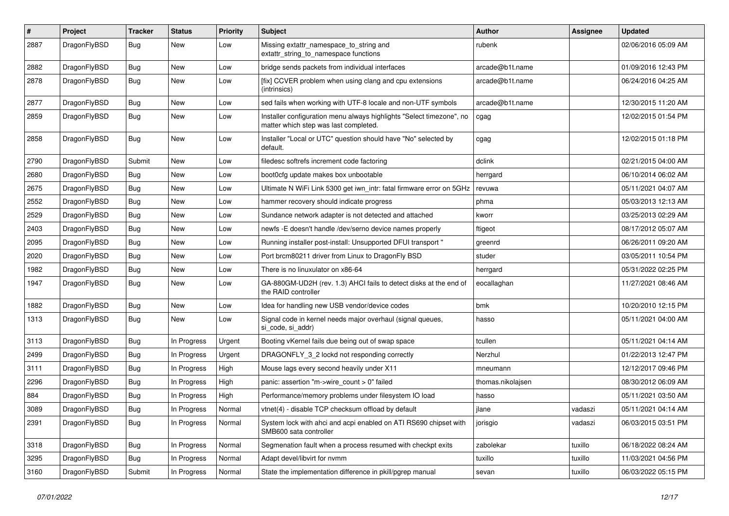| # | Project | Tracker | Status | Priority | Subject | Author | Assignee | Updated |
|---|---|---|---|---|---|---|---|---|
| 2887 | DragonFlyBSD | Bug | New | Low | Missing extattr_namespace_to_string and extattr_string_to_namespace functions | rubenk | | 02/06/2016 05:09 AM |
| 2882 | DragonFlyBSD | Bug | New | Low | bridge sends packets from individual interfaces | arcade@b1t.name | | 01/09/2016 12:43 PM |
| 2878 | DragonFlyBSD | Bug | New | Low | [fix] CCVER problem when using clang and cpu extensions (intrinsics) | arcade@b1t.name | | 06/24/2016 04:25 AM |
| 2877 | DragonFlyBSD | Bug | New | Low | sed fails when working with UTF-8 locale and non-UTF symbols | arcade@b1t.name | | 12/30/2015 11:20 AM |
| 2859 | DragonFlyBSD | Bug | New | Low | Installer configuration menu always highlights "Select timezone", no matter which step was last completed. | cgag | | 12/02/2015 01:54 PM |
| 2858 | DragonFlyBSD | Bug | New | Low | Installer "Local or UTC" question should have "No" selected by default. | cgag | | 12/02/2015 01:18 PM |
| 2790 | DragonFlyBSD | Submit | New | Low | filedesc softrefs increment code factoring | dclink | | 02/21/2015 04:00 AM |
| 2680 | DragonFlyBSD | Bug | New | Low | boot0cfg update makes box unbootable | herrgard | | 06/10/2014 06:02 AM |
| 2675 | DragonFlyBSD | Bug | New | Low | Ultimate N WiFi Link 5300 get iwn_intr: fatal firmware error on 5GHz | revuwa | | 05/11/2021 04:07 AM |
| 2552 | DragonFlyBSD | Bug | New | Low | hammer recovery should indicate progress | phma | | 05/03/2013 12:13 AM |
| 2529 | DragonFlyBSD | Bug | New | Low | Sundance network adapter is not detected and attached | kworr | | 03/25/2013 02:29 AM |
| 2403 | DragonFlyBSD | Bug | New | Low | newfs -E doesn't handle /dev/serno device names properly | ftigeot | | 08/17/2012 05:07 AM |
| 2095 | DragonFlyBSD | Bug | New | Low | Running installer post-install: Unsupported DFUI transport " | greenrd | | 06/26/2011 09:20 AM |
| 2020 | DragonFlyBSD | Bug | New | Low | Port brcm80211 driver from Linux to DragonFly BSD | studer | | 03/05/2011 10:54 PM |
| 1982 | DragonFlyBSD | Bug | New | Low | There is no linuxulator on x86-64 | herrgard | | 05/31/2022 02:25 PM |
| 1947 | DragonFlyBSD | Bug | New | Low | GA-880GM-UD2H (rev. 1.3) AHCI fails to detect disks at the end of the RAID controller | eocallaghan | | 11/27/2021 08:46 AM |
| 1882 | DragonFlyBSD | Bug | New | Low | Idea for handling new USB vendor/device codes | bmk | | 10/20/2010 12:15 PM |
| 1313 | DragonFlyBSD | Bug | New | Low | Signal code in kernel needs major overhaul (signal queues, si_code, si_addr) | hasso | | 05/11/2021 04:00 AM |
| 3113 | DragonFlyBSD | Bug | In Progress | Urgent | Booting vKernel fails due being out of swap space | tcullen | | 05/11/2021 04:14 AM |
| 2499 | DragonFlyBSD | Bug | In Progress | Urgent | DRAGONFLY_3_2 lockd not responding correctly | Nerzhul | | 01/22/2013 12:47 PM |
| 3111 | DragonFlyBSD | Bug | In Progress | High | Mouse lags every second heavily under X11 | mneumann | | 12/12/2017 09:46 PM |
| 2296 | DragonFlyBSD | Bug | In Progress | High | panic: assertion "m->wire_count > 0" failed | thomas.nikolajsen | | 08/30/2012 06:09 AM |
| 884 | DragonFlyBSD | Bug | In Progress | High | Performance/memory problems under filesystem IO load | hasso | | 05/11/2021 03:50 AM |
| 3089 | DragonFlyBSD | Bug | In Progress | Normal | vtnet(4) - disable TCP checksum offload by default | jlane | vadaszi | 05/11/2021 04:14 AM |
| 2391 | DragonFlyBSD | Bug | In Progress | Normal | System lock with ahci and acpi enabled on ATI RS690 chipset with SMB600 sata controller | jorisgio | vadaszi | 06/03/2015 03:51 PM |
| 3318 | DragonFlyBSD | Bug | In Progress | Normal | Segmenation fault when a process resumed with checkpt exits | zabolekar | tuxillo | 06/18/2022 08:24 AM |
| 3295 | DragonFlyBSD | Bug | In Progress | Normal | Adapt devel/libvirt for nvmm | tuxillo | tuxillo | 11/03/2021 04:56 PM |
| 3160 | DragonFlyBSD | Submit | In Progress | Normal | State the implementation difference in pkill/pgrep manual | sevan | tuxillo | 06/03/2022 05:15 PM |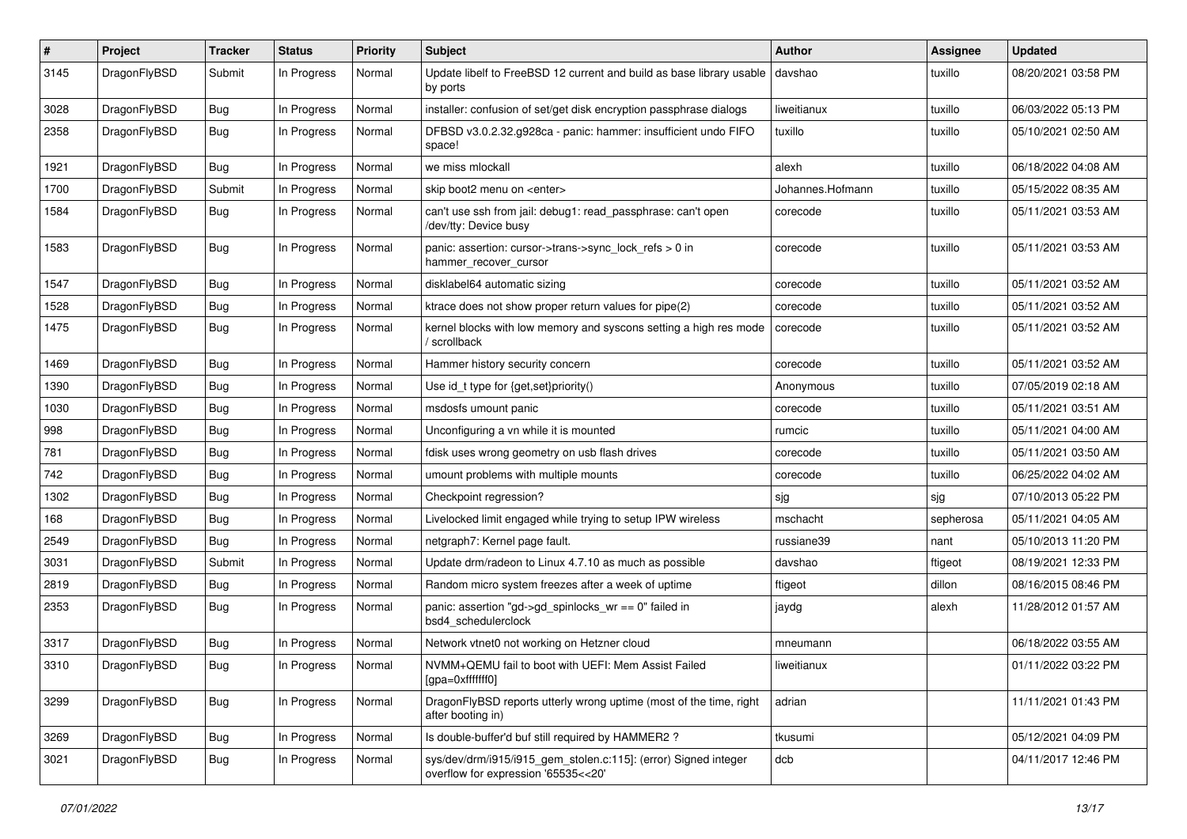| # | Project | Tracker | Status | Priority | Subject | Author | Assignee | Updated |
|---|---|---|---|---|---|---|---|---|
| 3145 | DragonFlyBSD | Submit | In Progress | Normal | Update libelf to FreeBSD 12 current and build as base library usable by ports | davshao | tuxillo | 08/20/2021 03:58 PM |
| 3028 | DragonFlyBSD | Bug | In Progress | Normal | installer: confusion of set/get disk encryption passphrase dialogs | liweitianux | tuxillo | 06/03/2022 05:13 PM |
| 2358 | DragonFlyBSD | Bug | In Progress | Normal | DFBSD v3.0.2.32.g928ca - panic: hammer: insufficient undo FIFO space! | tuxillo | tuxillo | 05/10/2021 02:50 AM |
| 1921 | DragonFlyBSD | Bug | In Progress | Normal | we miss mlockall | alexh | tuxillo | 06/18/2022 04:08 AM |
| 1700 | DragonFlyBSD | Submit | In Progress | Normal | skip boot2 menu on <enter> | Johannes.Hofmann | tuxillo | 05/15/2022 08:35 AM |
| 1584 | DragonFlyBSD | Bug | In Progress | Normal | can't use ssh from jail: debug1: read_passphrase: can't open /dev/tty: Device busy | corecode | tuxillo | 05/11/2021 03:53 AM |
| 1583 | DragonFlyBSD | Bug | In Progress | Normal | panic: assertion: cursor->trans->sync_lock_refs > 0 in hammer_recover_cursor | corecode | tuxillo | 05/11/2021 03:53 AM |
| 1547 | DragonFlyBSD | Bug | In Progress | Normal | disklabel64 automatic sizing | corecode | tuxillo | 05/11/2021 03:52 AM |
| 1528 | DragonFlyBSD | Bug | In Progress | Normal | ktrace does not show proper return values for pipe(2) | corecode | tuxillo | 05/11/2021 03:52 AM |
| 1475 | DragonFlyBSD | Bug | In Progress | Normal | kernel blocks with low memory and syscons setting a high res mode / scrollback | corecode | tuxillo | 05/11/2021 03:52 AM |
| 1469 | DragonFlyBSD | Bug | In Progress | Normal | Hammer history security concern | corecode | tuxillo | 05/11/2021 03:52 AM |
| 1390 | DragonFlyBSD | Bug | In Progress | Normal | Use id_t type for {get,set}priority() | Anonymous | tuxillo | 07/05/2019 02:18 AM |
| 1030 | DragonFlyBSD | Bug | In Progress | Normal | msdosfs umount panic | corecode | tuxillo | 05/11/2021 03:51 AM |
| 998 | DragonFlyBSD | Bug | In Progress | Normal | Unconfiguring a vn while it is mounted | rumcic | tuxillo | 05/11/2021 04:00 AM |
| 781 | DragonFlyBSD | Bug | In Progress | Normal | fdisk uses wrong geometry on usb flash drives | corecode | tuxillo | 05/11/2021 03:50 AM |
| 742 | DragonFlyBSD | Bug | In Progress | Normal | umount problems with multiple mounts | corecode | tuxillo | 06/25/2022 04:02 AM |
| 1302 | DragonFlyBSD | Bug | In Progress | Normal | Checkpoint regression? | sjg | sjg | 07/10/2013 05:22 PM |
| 168 | DragonFlyBSD | Bug | In Progress | Normal | Livelocked limit engaged while trying to setup IPW wireless | mschacht | sepherosa | 05/11/2021 04:05 AM |
| 2549 | DragonFlyBSD | Bug | In Progress | Normal | netgraph7: Kernel page fault. | russiane39 | nant | 05/10/2013 11:20 PM |
| 3031 | DragonFlyBSD | Submit | In Progress | Normal | Update drm/radeon to Linux 4.7.10 as much as possible | davshao | ftigeot | 08/19/2021 12:33 PM |
| 2819 | DragonFlyBSD | Bug | In Progress | Normal | Random micro system freezes after a week of uptime | ftigeot | dillon | 08/16/2015 08:46 PM |
| 2353 | DragonFlyBSD | Bug | In Progress | Normal | panic: assertion "gd->gd_spinlocks_wr == 0" failed in bsd4_schedulerclock | jaydg | alexh | 11/28/2012 01:57 AM |
| 3317 | DragonFlyBSD | Bug | In Progress | Normal | Network vtnet0 not working on Hetzner cloud | mneumann | | 06/18/2022 03:55 AM |
| 3310 | DragonFlyBSD | Bug | In Progress | Normal | NVMM+QEMU fail to boot with UEFI: Mem Assist Failed [gpa=0xfffffff0] | liweitianux | | 01/11/2022 03:22 PM |
| 3299 | DragonFlyBSD | Bug | In Progress | Normal | DragonFlyBSD reports utterly wrong uptime (most of the time, right after booting in) | adrian | | 11/11/2021 01:43 PM |
| 3269 | DragonFlyBSD | Bug | In Progress | Normal | Is double-buffer'd buf still required by HAMMER2 ? | tkusumi | | 05/12/2021 04:09 PM |
| 3021 | DragonFlyBSD | Bug | In Progress | Normal | sys/dev/drm/i915/i915_gem_stolen.c:115]: (error) Signed integer overflow for expression '65535<<20' | dcb | | 04/11/2017 12:46 PM |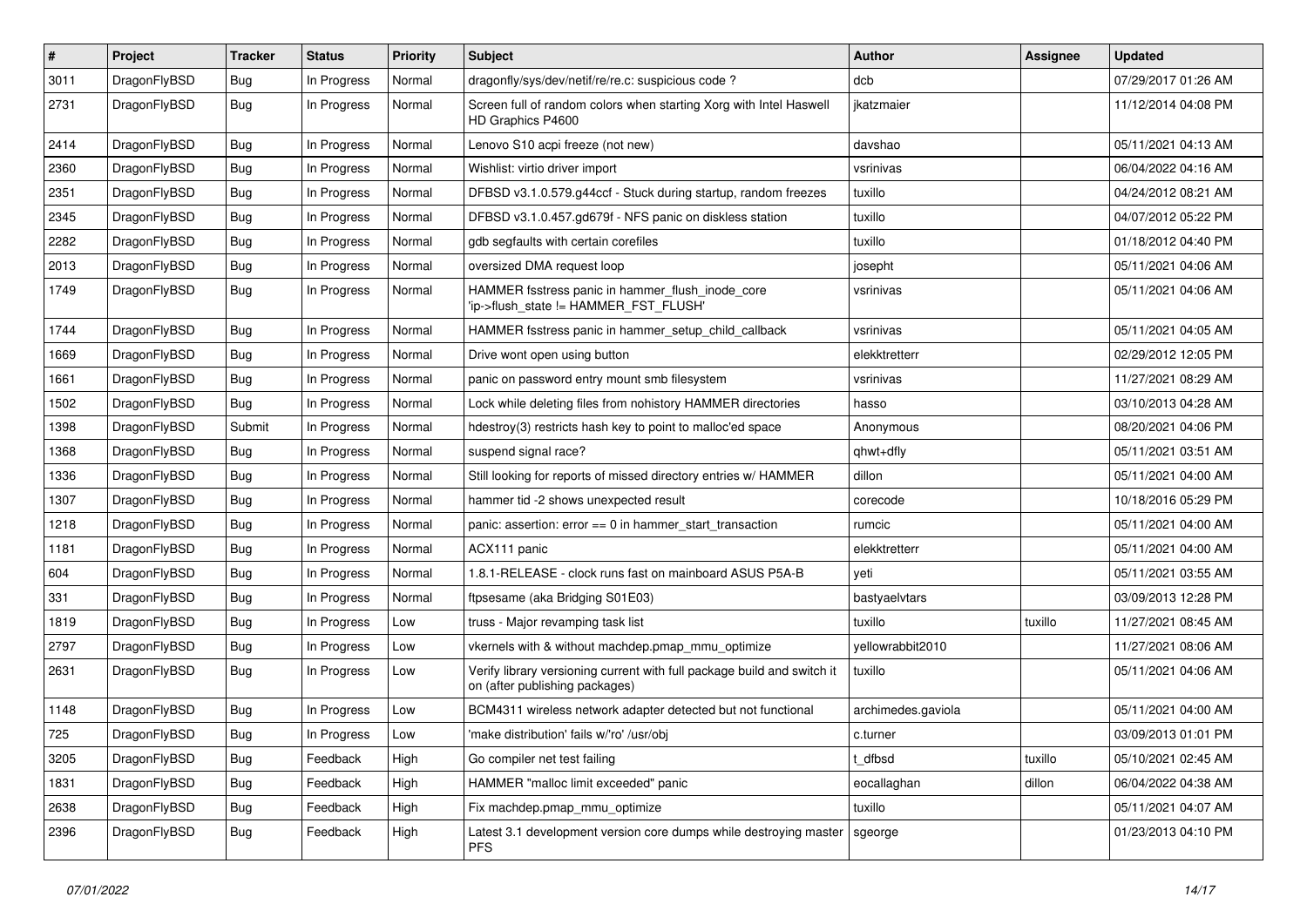| # | Project | Tracker | Status | Priority | Subject | Author | Assignee | Updated |
|---|---|---|---|---|---|---|---|---|
| 3011 | DragonFlyBSD | Bug | In Progress | Normal | dragonfly/sys/dev/netif/re/re.c: suspicious code ? | dcb | | 07/29/2017 01:26 AM |
| 2731 | DragonFlyBSD | Bug | In Progress | Normal | Screen full of random colors when starting Xorg with Intel Haswell HD Graphics P4600 | jkatzmaier | | 11/12/2014 04:08 PM |
| 2414 | DragonFlyBSD | Bug | In Progress | Normal | Lenovo S10 acpi freeze (not new) | davshao | | 05/11/2021 04:13 AM |
| 2360 | DragonFlyBSD | Bug | In Progress | Normal | Wishlist: virtio driver import | vsrinivas | | 06/04/2022 04:16 AM |
| 2351 | DragonFlyBSD | Bug | In Progress | Normal | DFBSD v3.1.0.579.g44ccf - Stuck during startup, random freezes | tuxillo | | 04/24/2012 08:21 AM |
| 2345 | DragonFlyBSD | Bug | In Progress | Normal | DFBSD v3.1.0.457.gd679f - NFS panic on diskless station | tuxillo | | 04/07/2012 05:22 PM |
| 2282 | DragonFlyBSD | Bug | In Progress | Normal | gdb segfaults with certain corefiles | tuxillo | | 01/18/2012 04:40 PM |
| 2013 | DragonFlyBSD | Bug | In Progress | Normal | oversized DMA request loop | josepht | | 05/11/2021 04:06 AM |
| 1749 | DragonFlyBSD | Bug | In Progress | Normal | HAMMER fsstress panic in hammer_flush_inode_core 'ip->flush_state != HAMMER_FST_FLUSH' | vsrinivas | | 05/11/2021 04:06 AM |
| 1744 | DragonFlyBSD | Bug | In Progress | Normal | HAMMER fsstress panic in hammer_setup_child_callback | vsrinivas | | 05/11/2021 04:05 AM |
| 1669 | DragonFlyBSD | Bug | In Progress | Normal | Drive wont open using button | elekktretterr | | 02/29/2012 12:05 PM |
| 1661 | DragonFlyBSD | Bug | In Progress | Normal | panic on password entry mount smb filesystem | vsrinivas | | 11/27/2021 08:29 AM |
| 1502 | DragonFlyBSD | Bug | In Progress | Normal | Lock while deleting files from nohistory HAMMER directories | hasso | | 03/10/2013 04:28 AM |
| 1398 | DragonFlyBSD | Submit | In Progress | Normal | hdestroy(3) restricts hash key to point to malloc'ed space | Anonymous | | 08/20/2021 04:06 PM |
| 1368 | DragonFlyBSD | Bug | In Progress | Normal | suspend signal race? | qhwt+dfly | | 05/11/2021 03:51 AM |
| 1336 | DragonFlyBSD | Bug | In Progress | Normal | Still looking for reports of missed directory entries w/ HAMMER | dillon | | 05/11/2021 04:00 AM |
| 1307 | DragonFlyBSD | Bug | In Progress | Normal | hammer tid -2 shows unexpected result | corecode | | 10/18/2016 05:29 PM |
| 1218 | DragonFlyBSD | Bug | In Progress | Normal | panic: assertion: error == 0 in hammer_start_transaction | rumcic | | 05/11/2021 04:00 AM |
| 1181 | DragonFlyBSD | Bug | In Progress | Normal | ACX111 panic | elekktretterr | | 05/11/2021 04:00 AM |
| 604 | DragonFlyBSD | Bug | In Progress | Normal | 1.8.1-RELEASE - clock runs fast on mainboard ASUS P5A-B | yeti | | 05/11/2021 03:55 AM |
| 331 | DragonFlyBSD | Bug | In Progress | Normal | ftpsesame (aka Bridging S01E03) | bastyaelvtars | | 03/09/2013 12:28 PM |
| 1819 | DragonFlyBSD | Bug | In Progress | Low | truss - Major revamping task list | tuxillo | tuxillo | 11/27/2021 08:45 AM |
| 2797 | DragonFlyBSD | Bug | In Progress | Low | vkernels with & without machdep.pmap_mmu_optimize | yellowrabbit2010 | | 11/27/2021 08:06 AM |
| 2631 | DragonFlyBSD | Bug | In Progress | Low | Verify library versioning current with full package build and switch it on (after publishing packages) | tuxillo | | 05/11/2021 04:06 AM |
| 1148 | DragonFlyBSD | Bug | In Progress | Low | BCM4311 wireless network adapter detected but not functional | archimedes.gaviola | | 05/11/2021 04:00 AM |
| 725 | DragonFlyBSD | Bug | In Progress | Low | 'make distribution' fails w/'ro' /usr/obj | c.turner | | 03/09/2013 01:01 PM |
| 3205 | DragonFlyBSD | Bug | Feedback | High | Go compiler net test failing | t_dfbsd | tuxillo | 05/10/2021 02:45 AM |
| 1831 | DragonFlyBSD | Bug | Feedback | High | HAMMER "malloc limit exceeded" panic | eocallaghan | dillon | 06/04/2022 04:38 AM |
| 2638 | DragonFlyBSD | Bug | Feedback | High | Fix machdep.pmap_mmu_optimize | tuxillo | | 05/11/2021 04:07 AM |
| 2396 | DragonFlyBSD | Bug | Feedback | High | Latest 3.1 development version core dumps while destroying master PFS | sgeorge | | 01/23/2013 04:10 PM |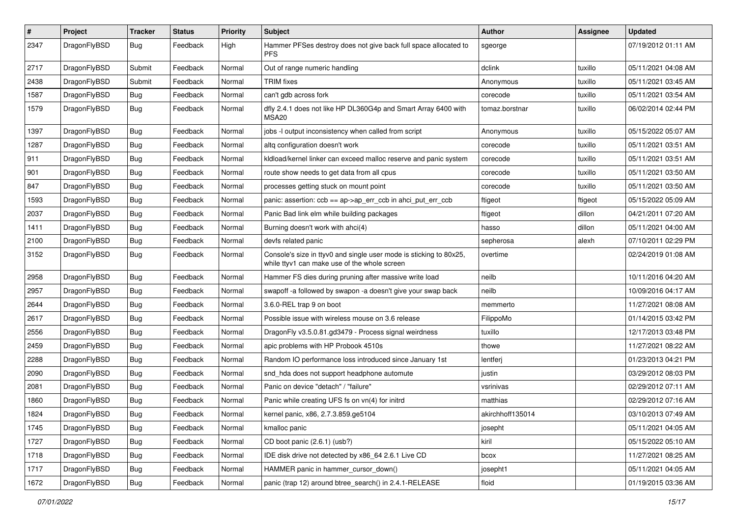| # | Project | Tracker | Status | Priority | Subject | Author | Assignee | Updated |
|---|---|---|---|---|---|---|---|---|
| 2347 | DragonFlyBSD | Bug | Feedback | High | Hammer PFSes destroy does not give back full space allocated to PFS | sgeorge | | 07/19/2012 01:11 AM |
| 2717 | DragonFlyBSD | Submit | Feedback | Normal | Out of range numeric handling | dclink | tuxillo | 05/11/2021 04:08 AM |
| 2438 | DragonFlyBSD | Submit | Feedback | Normal | TRIM fixes | Anonymous | tuxillo | 05/11/2021 03:45 AM |
| 1587 | DragonFlyBSD | Bug | Feedback | Normal | can't gdb across fork | corecode | tuxillo | 05/11/2021 03:54 AM |
| 1579 | DragonFlyBSD | Bug | Feedback | Normal | dfly 2.4.1 does not like HP DL360G4p and Smart Array 6400 with MSA20 | tomaz.borstnar | tuxillo | 06/02/2014 02:44 PM |
| 1397 | DragonFlyBSD | Bug | Feedback | Normal | jobs -l output inconsistency when called from script | Anonymous | tuxillo | 05/15/2022 05:07 AM |
| 1287 | DragonFlyBSD | Bug | Feedback | Normal | altq configuration doesn't work | corecode | tuxillo | 05/11/2021 03:51 AM |
| 911 | DragonFlyBSD | Bug | Feedback | Normal | kldload/kernel linker can exceed malloc reserve and panic system | corecode | tuxillo | 05/11/2021 03:51 AM |
| 901 | DragonFlyBSD | Bug | Feedback | Normal | route show needs to get data from all cpus | corecode | tuxillo | 05/11/2021 03:50 AM |
| 847 | DragonFlyBSD | Bug | Feedback | Normal | processes getting stuck on mount point | corecode | tuxillo | 05/11/2021 03:50 AM |
| 1593 | DragonFlyBSD | Bug | Feedback | Normal | panic: assertion: ccb == ap->ap_err_ccb in ahci_put_err_ccb | ftigeot | ftigeot | 05/15/2022 05:09 AM |
| 2037 | DragonFlyBSD | Bug | Feedback | Normal | Panic Bad link elm while building packages | ftigeot | dillon | 04/21/2011 07:20 AM |
| 1411 | DragonFlyBSD | Bug | Feedback | Normal | Burning doesn't work with ahci(4) | hasso | dillon | 05/11/2021 04:00 AM |
| 2100 | DragonFlyBSD | Bug | Feedback | Normal | devfs related panic | sepherosa | alexh | 07/10/2011 02:29 PM |
| 3152 | DragonFlyBSD | Bug | Feedback | Normal | Console's size in ttyv0 and single user mode is sticking to 80x25, while ttyv1 can make use of the whole screen | overtime | | 02/24/2019 01:08 AM |
| 2958 | DragonFlyBSD | Bug | Feedback | Normal | Hammer FS dies during pruning after massive write load | neilb | | 10/11/2016 04:20 AM |
| 2957 | DragonFlyBSD | Bug | Feedback | Normal | swapoff -a followed by swapon -a doesn't give your swap back | neilb | | 10/09/2016 04:17 AM |
| 2644 | DragonFlyBSD | Bug | Feedback | Normal | 3.6.0-REL trap 9 on boot | memmerto | | 11/27/2021 08:08 AM |
| 2617 | DragonFlyBSD | Bug | Feedback | Normal | Possible issue with wireless mouse on 3.6 release | FilippoMo | | 01/14/2015 03:42 PM |
| 2556 | DragonFlyBSD | Bug | Feedback | Normal | DragonFly v3.5.0.81.gd3479 - Process signal weirdness | tuxillo | | 12/17/2013 03:48 PM |
| 2459 | DragonFlyBSD | Bug | Feedback | Normal | apic problems with HP Probook 4510s | thowe | | 11/27/2021 08:22 AM |
| 2288 | DragonFlyBSD | Bug | Feedback | Normal | Random IO performance loss introduced since January 1st | lentferj | | 01/23/2013 04:21 PM |
| 2090 | DragonFlyBSD | Bug | Feedback | Normal | snd_hda does not support headphone automute | justin | | 03/29/2012 08:03 PM |
| 2081 | DragonFlyBSD | Bug | Feedback | Normal | Panic on device "detach" / "failure" | vsrinivas | | 02/29/2012 07:11 AM |
| 1860 | DragonFlyBSD | Bug | Feedback | Normal | Panic while creating UFS fs on vn(4) for initrd | matthias | | 02/29/2012 07:16 AM |
| 1824 | DragonFlyBSD | Bug | Feedback | Normal | kernel panic, x86, 2.7.3.859.ge5104 | akirchhoff135014 | | 03/10/2013 07:49 AM |
| 1745 | DragonFlyBSD | Bug | Feedback | Normal | kmalloc panic | josepht | | 05/11/2021 04:05 AM |
| 1727 | DragonFlyBSD | Bug | Feedback | Normal | CD boot panic (2.6.1) (usb?) | kiril | | 05/15/2022 05:10 AM |
| 1718 | DragonFlyBSD | Bug | Feedback | Normal | IDE disk drive not detected by x86_64 2.6.1 Live CD | bcox | | 11/27/2021 08:25 AM |
| 1717 | DragonFlyBSD | Bug | Feedback | Normal | HAMMER panic in hammer_cursor_down() | josepht1 | | 05/11/2021 04:05 AM |
| 1672 | DragonFlyBSD | Bug | Feedback | Normal | panic (trap 12) around btree_search() in 2.4.1-RELEASE | floid | | 01/19/2015 03:36 AM |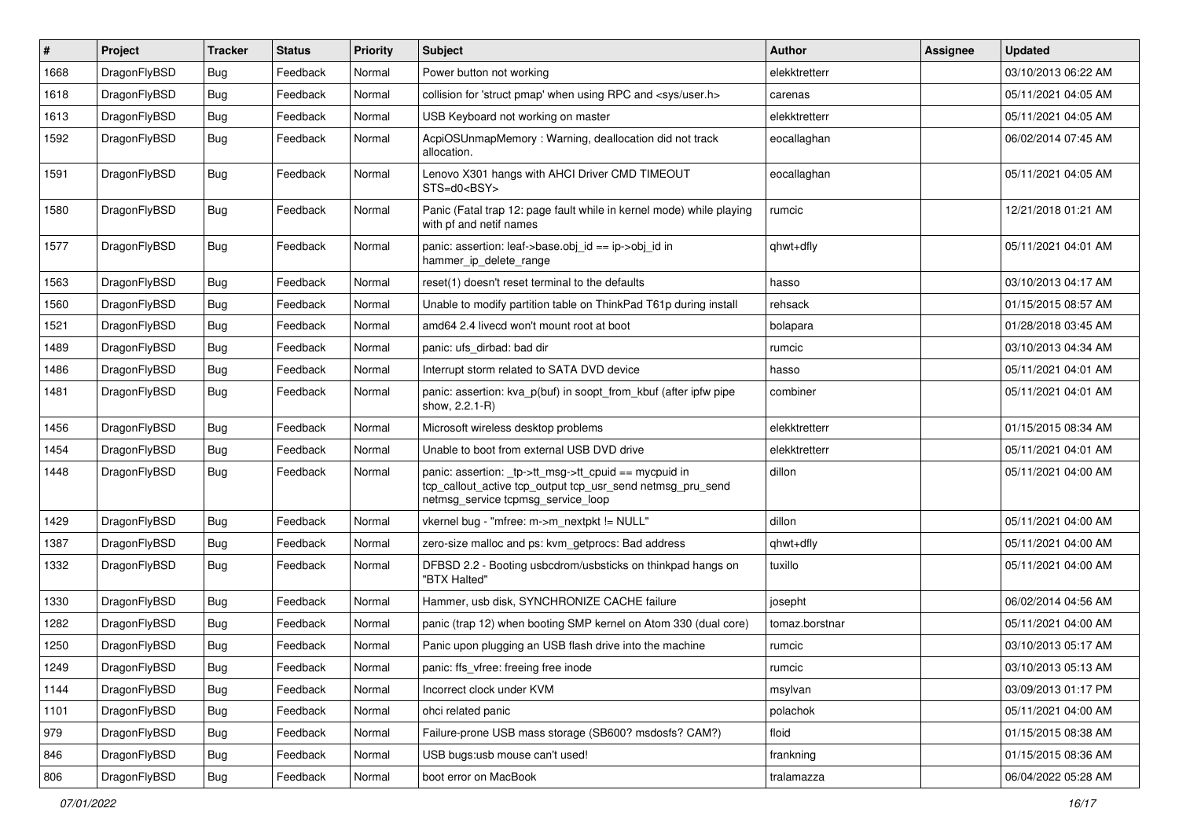| # | Project | Tracker | Status | Priority | Subject | Author | Assignee | Updated |
|---|---|---|---|---|---|---|---|---|
| 1668 | DragonFlyBSD | Bug | Feedback | Normal | Power button not working | elekktretterr | | 03/10/2013 06:22 AM |
| 1618 | DragonFlyBSD | Bug | Feedback | Normal | collision for 'struct pmap' when using RPC and <sys/user.h> | carenas | | 05/11/2021 04:05 AM |
| 1613 | DragonFlyBSD | Bug | Feedback | Normal | USB Keyboard not working on master | elekktretterr | | 05/11/2021 04:05 AM |
| 1592 | DragonFlyBSD | Bug | Feedback | Normal | AcpiOSUnmapMemory : Warning, deallocation did not track allocation. | eocallaghan | | 06/02/2014 07:45 AM |
| 1591 | DragonFlyBSD | Bug | Feedback | Normal | Lenovo X301 hangs with AHCI Driver CMD TIMEOUT STS=d0<BSY> | eocallaghan | | 05/11/2021 04:05 AM |
| 1580 | DragonFlyBSD | Bug | Feedback | Normal | Panic (Fatal trap 12: page fault while in kernel mode) while playing with pf and netif names | rumcic | | 12/21/2018 01:21 AM |
| 1577 | DragonFlyBSD | Bug | Feedback | Normal | panic: assertion: leaf->base.obj_id == ip->obj_id in hammer_ip_delete_range | qhwt+dfly | | 05/11/2021 04:01 AM |
| 1563 | DragonFlyBSD | Bug | Feedback | Normal | reset(1) doesn't reset terminal to the defaults | hasso | | 03/10/2013 04:17 AM |
| 1560 | DragonFlyBSD | Bug | Feedback | Normal | Unable to modify partition table on ThinkPad T61p during install | rehsack | | 01/15/2015 08:57 AM |
| 1521 | DragonFlyBSD | Bug | Feedback | Normal | amd64 2.4 livecd won't mount root at boot | bolapara | | 01/28/2018 03:45 AM |
| 1489 | DragonFlyBSD | Bug | Feedback | Normal | panic: ufs_dirbad: bad dir | rumcic | | 03/10/2013 04:34 AM |
| 1486 | DragonFlyBSD | Bug | Feedback | Normal | Interrupt storm related to SATA DVD device | hasso | | 05/11/2021 04:01 AM |
| 1481 | DragonFlyBSD | Bug | Feedback | Normal | panic: assertion: kva_p(buf) in soopt_from_kbuf (after ipfw pipe show, 2.2.1-R) | combiner | | 05/11/2021 04:01 AM |
| 1456 | DragonFlyBSD | Bug | Feedback | Normal | Microsoft wireless desktop problems | elekktretterr | | 01/15/2015 08:34 AM |
| 1454 | DragonFlyBSD | Bug | Feedback | Normal | Unable to boot from external USB DVD drive | elekktretterr | | 05/11/2021 04:01 AM |
| 1448 | DragonFlyBSD | Bug | Feedback | Normal | panic: assertion: _tp->tt_msg->tt_cpuid == mycpuid in tcp_callout_active tcp_output tcp_usr_send netmsg_pru_send netmsg_service tcpmsg_service_loop | dillon | | 05/11/2021 04:00 AM |
| 1429 | DragonFlyBSD | Bug | Feedback | Normal | vkernel bug - "mfree: m->m_nextpkt != NULL" | dillon | | 05/11/2021 04:00 AM |
| 1387 | DragonFlyBSD | Bug | Feedback | Normal | zero-size malloc and ps: kvm_getprocs: Bad address | qhwt+dfly | | 05/11/2021 04:00 AM |
| 1332 | DragonFlyBSD | Bug | Feedback | Normal | DFBSD 2.2 - Booting usbcdrom/usbsticks on thinkpad hangs on "BTX Halted" | tuxillo | | 05/11/2021 04:00 AM |
| 1330 | DragonFlyBSD | Bug | Feedback | Normal | Hammer, usb disk, SYNCHRONIZE CACHE failure | josepht | | 06/02/2014 04:56 AM |
| 1282 | DragonFlyBSD | Bug | Feedback | Normal | panic (trap 12) when booting SMP kernel on Atom 330 (dual core) | tomaz.borstnar | | 05/11/2021 04:00 AM |
| 1250 | DragonFlyBSD | Bug | Feedback | Normal | Panic upon plugging an USB flash drive into the machine | rumcic | | 03/10/2013 05:17 AM |
| 1249 | DragonFlyBSD | Bug | Feedback | Normal | panic: ffs_vfree: freeing free inode | rumcic | | 03/10/2013 05:13 AM |
| 1144 | DragonFlyBSD | Bug | Feedback | Normal | Incorrect clock under KVM | msylvan | | 03/09/2013 01:17 PM |
| 1101 | DragonFlyBSD | Bug | Feedback | Normal | ohci related panic | polachok | | 05/11/2021 04:00 AM |
| 979 | DragonFlyBSD | Bug | Feedback | Normal | Failure-prone USB mass storage (SB600? msdosfs? CAM?) | floid | | 01/15/2015 08:38 AM |
| 846 | DragonFlyBSD | Bug | Feedback | Normal | USB bugs:usb mouse can't used! | frankning | | 01/15/2015 08:36 AM |
| 806 | DragonFlyBSD | Bug | Feedback | Normal | boot error on MacBook | tralamazza | | 06/04/2022 05:28 AM |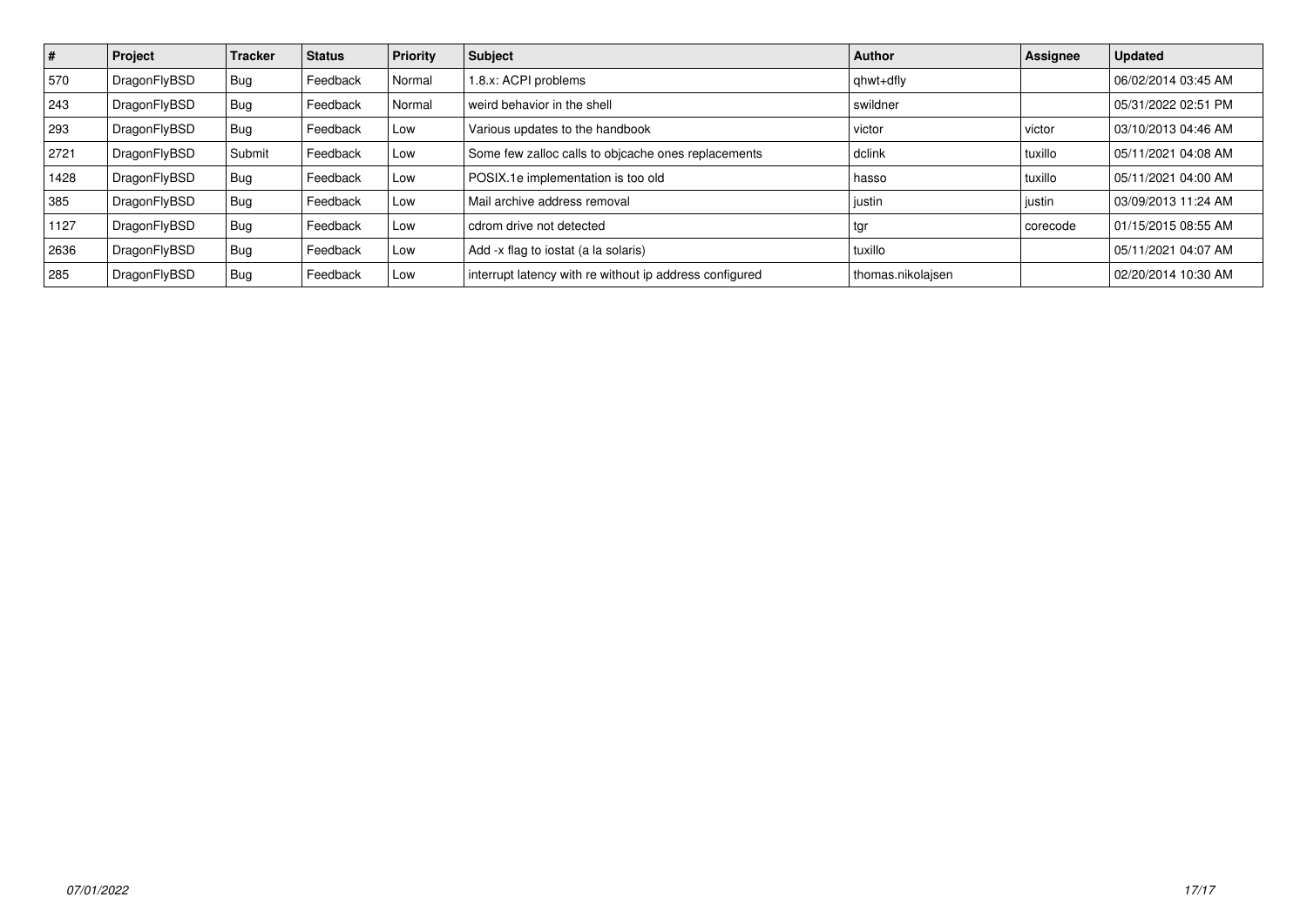| # | Project | Tracker | Status | Priority | Subject | Author | Assignee | Updated |
|---|---|---|---|---|---|---|---|---|
| 570 | DragonFlyBSD | Bug | Feedback | Normal | 1.8.x: ACPI problems | qhwt+dfly | | 06/02/2014 03:45 AM |
| 243 | DragonFlyBSD | Bug | Feedback | Normal | weird behavior in the shell | swildner | | 05/31/2022 02:51 PM |
| 293 | DragonFlyBSD | Bug | Feedback | Low | Various updates to the handbook | victor | victor | 03/10/2013 04:46 AM |
| 2721 | DragonFlyBSD | Submit | Feedback | Low | Some few zalloc calls to objcache ones replacements | dclink | tuxillo | 05/11/2021 04:08 AM |
| 1428 | DragonFlyBSD | Bug | Feedback | Low | POSIX.1e implementation is too old | hasso | tuxillo | 05/11/2021 04:00 AM |
| 385 | DragonFlyBSD | Bug | Feedback | Low | Mail archive address removal | justin | justin | 03/09/2013 11:24 AM |
| 1127 | DragonFlyBSD | Bug | Feedback | Low | cdrom drive not detected | tgr | corecode | 01/15/2015 08:55 AM |
| 2636 | DragonFlyBSD | Bug | Feedback | Low | Add -x flag to iostat (a la solaris) | tuxillo | | 05/11/2021 04:07 AM |
| 285 | DragonFlyBSD | Bug | Feedback | Low | interrupt latency with re without ip address configured | thomas.nikolajsen | | 02/20/2014 10:30 AM |

*07/01/2022*